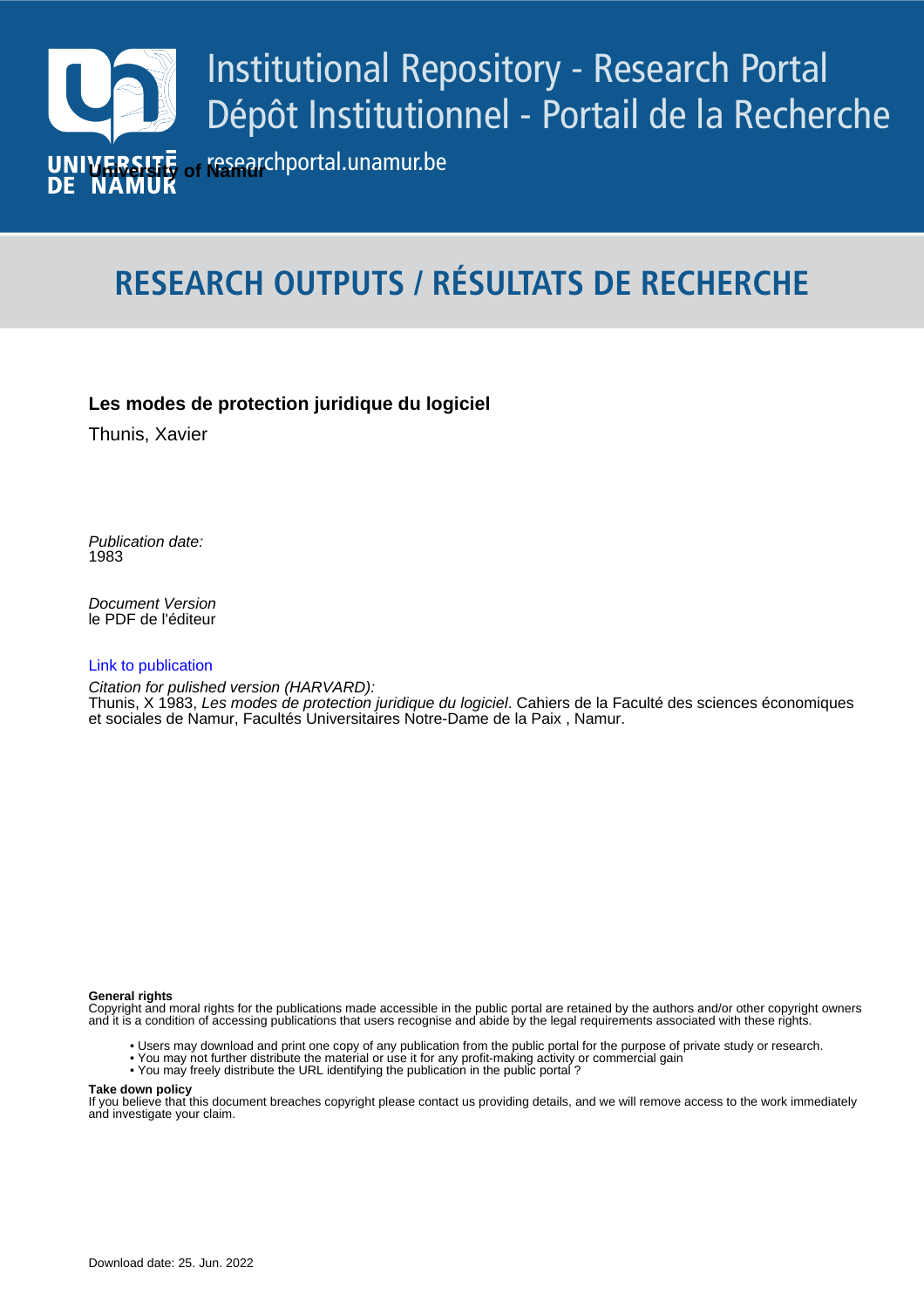# Institutional Repository - Research Portal
# Dépôt Institutionnel - Portail de la Recherche

researchportal.unamur.be

University of Namur

## RESEARCH OUTPUTS / RÉSULTATS DE RECHERCHE

**Les modes de protection juridique du logiciel**

Thunis, Xavier

*Publication date:*
1983

*Document Version*
le PDF de l'éditeur

Link to publication

*Citation for pulished version (HARVARD):*
Thunis, X 1983, *Les modes de protection juridique du logiciel*. Cahiers de la Faculté des sciences économiques et sociales de Namur, Facultés Universitaires Notre-Dame de la Paix , Namur.

**General rights**
Copyright and moral rights for the publications made accessible in the public portal are retained by the authors and/or other copyright owners and it is a condition of accessing publications that users recognise and abide by the legal requirements associated with these rights.

- Users may download and print one copy of any publication from the public portal for the purpose of private study or research.
- You may not further distribute the material or use it for any profit-making activity or commercial gain
- You may freely distribute the URL identifying the publication in the public portal ?

**Take down policy**
If you believe that this document breaches copyright please contact us providing details, and we will remove access to the work immediately and investigate your claim.

Download date: 25. Jun. 2022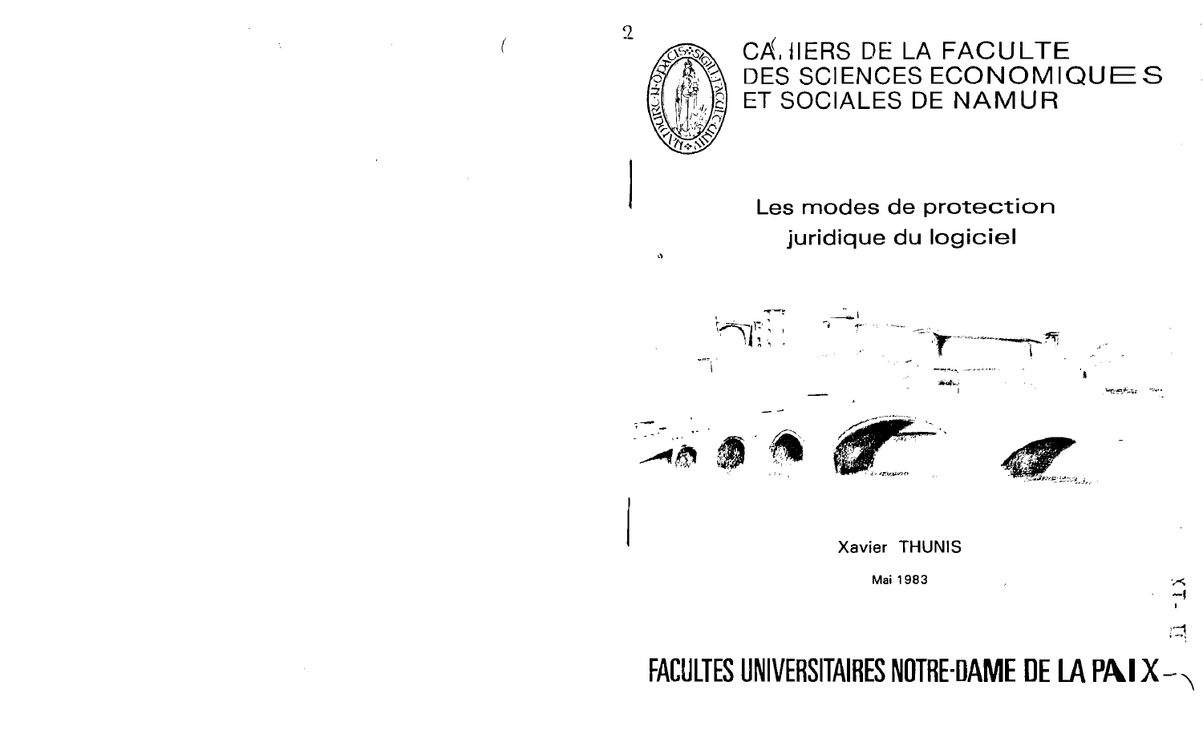# CAHIERS DE LA FACULTE DES SCIENCES ECONOMIQUES ET SOCIALES DE NAMUR

## Les modes de protection juridique du logiciel

Xavier THUNIS

Mai 1983

**FACULTES UNIVERSITAIRES NOTRE-DAME DE LA PAIX**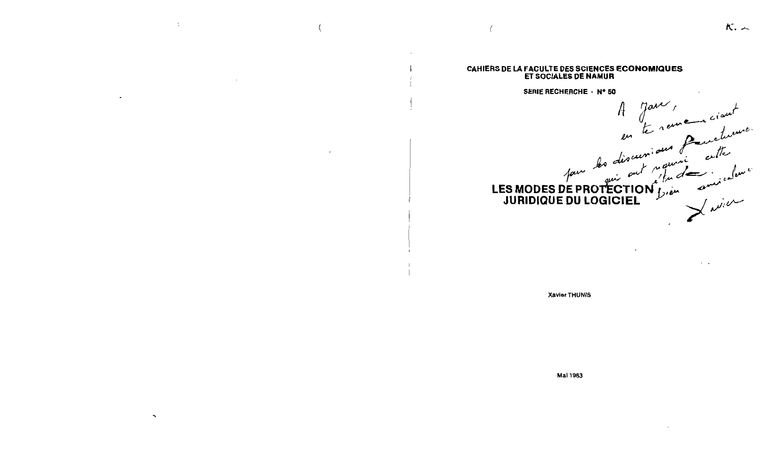CAHIERS DE LA FACULTE DES SCIENCES ECONOMIQUES
ET SOCIALES DE NAMUR

SERIE RECHERCHE - N° 50

*A Jan,*
*en te remerciant*
*pour les discussions fructueuses*
*qui ont nourri cette*
*étude.*
*Bien amicalement*
*Xavier*

# LES MODES DE PROTECTION JURIDIQUE DU LOGICIEL

Xavier THUNIS

Mai 1983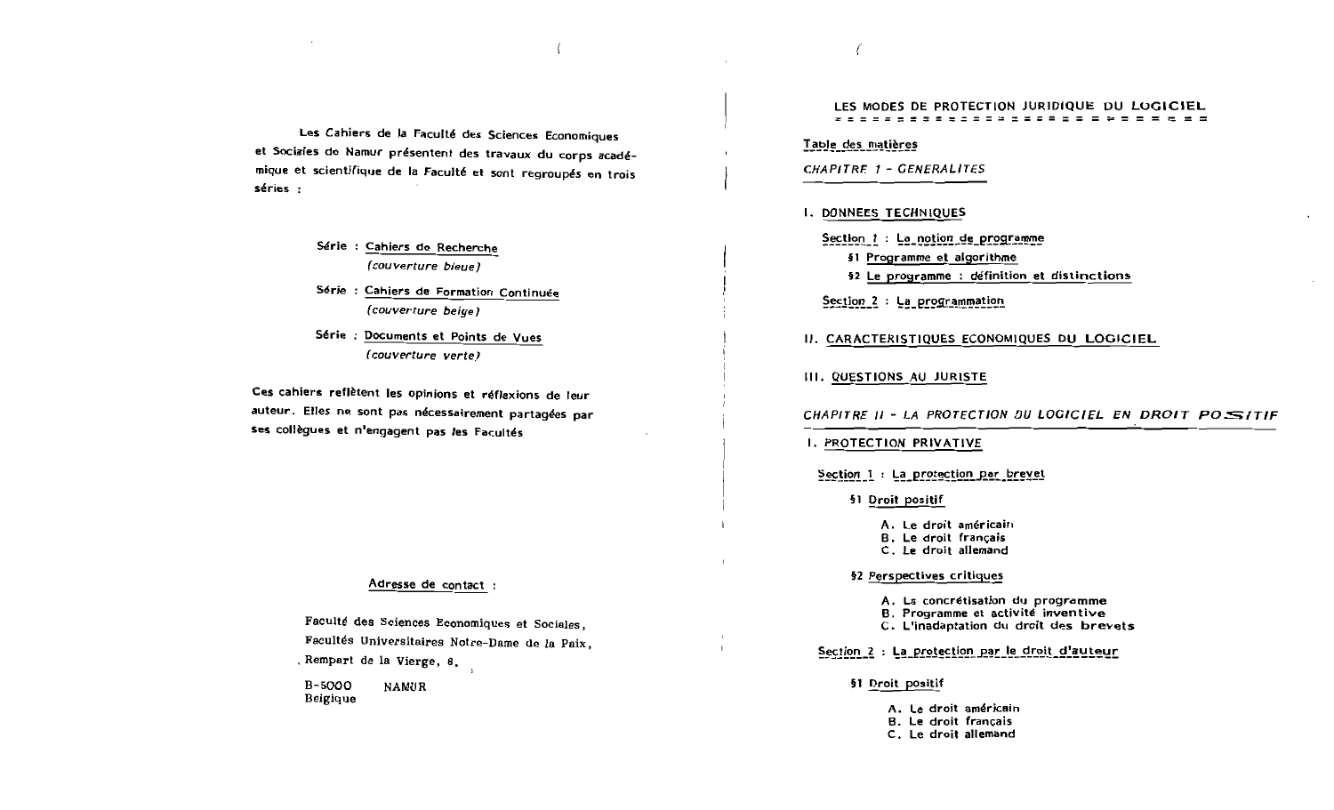Les Cahiers de la Faculté des Sciences Economiques et Sociales de Namur présentent des travaux du corps académique et scientifique de la Faculté et sont regroupés en trois séries :

- Série : Cahiers de Recherche
  *(couverture bleue)*
- Série : Cahiers de Formation Continuée
  *(couverture beige)*
- Série : Documents et Points de Vues
  *(couverture verte)*

Ces cahiers reflètent les opinions et réflexions de leur auteur. Elles ne sont pas nécessairement partagées par ses collègues et n'engagent pas les Facultés

Adresse de contact :

Faculté des Sciences Economiques et Sociales,
Facultés Universitaires Notre-Dame de la Paix,
Rempart de la Vierge, 8.

B-5000 NAMUR
Belgique

# LES MODES DE PROTECTION JURIDIQUE DU LOGICIEL

Table des matières

*CHAPITRE I - GENERALITES*

I. DONNEES TECHNIQUES

Section 1 : La notion de programme

§1 Programme et algorithme

§2 Le programme : définition et distinctions

Section 2 : La programmation

II. CARACTERISTIQUES ECONOMIQUES DU LOGICIEL

III. QUESTIONS AU JURISTE

*CHAPITRE II - LA PROTECTION DU LOGICIEL EN DROIT POSITIF*

I. PROTECTION PRIVATIVE

Section 1 : La protection par brevet

§1 Droit positif

A. Le droit américain
B. Le droit français
C. Le droit allemand

§2 Perspectives critiques

A. La concrétisation du programme
B. Programme et activité inventive
C. L'inadaptation du droit des brevets

Section 2 : La protection par le droit d'auteur

§1 Droit positif

A. Le droit américain
B. Le droit français
C. Le droit allemand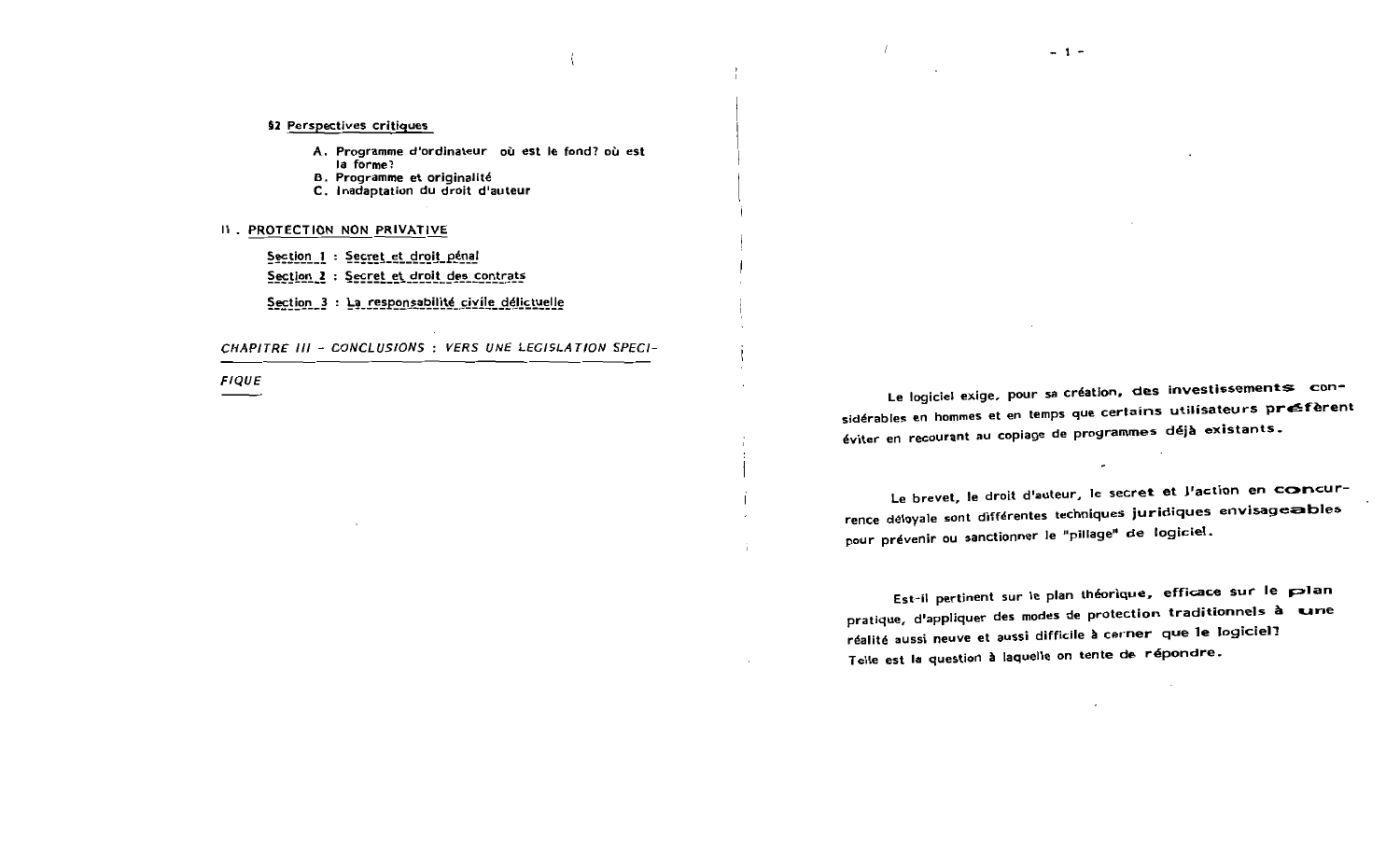§2 Perspectives critiques

A. Programme d'ordinateur où est le fond? où est la forme?
B. Programme et originalité
C. Inadaptation du droit d'auteur

II . PROTECTION NON PRIVATIVE

Section 1 : Secret et droit pénal

Section 2 : Secret et droit des contrats

Section 3 : La responsabilité civile délictuelle

*CHAPITRE III - CONCLUSIONS : VERS UNE LEGISLATION SPECIFIQUE*

Le logiciel exige, pour sa création, des investissements considérables en hommes et en temps que certains utilisateurs préfèrent éviter en recourant au copiage de programmes déjà existants.

Le brevet, le droit d'auteur, le secret et l'action en concurrence déloyale sont différentes techniques juridiques envisageables pour prévenir ou sanctionner le "pillage" de logiciel.

Est-il pertinent sur le plan théorique, efficace sur le plan pratique, d'appliquer des modes de protection traditionnels à une réalité aussi neuve et aussi difficile à cerner que le logiciel? Telle est la question à laquelle on tente de répondre.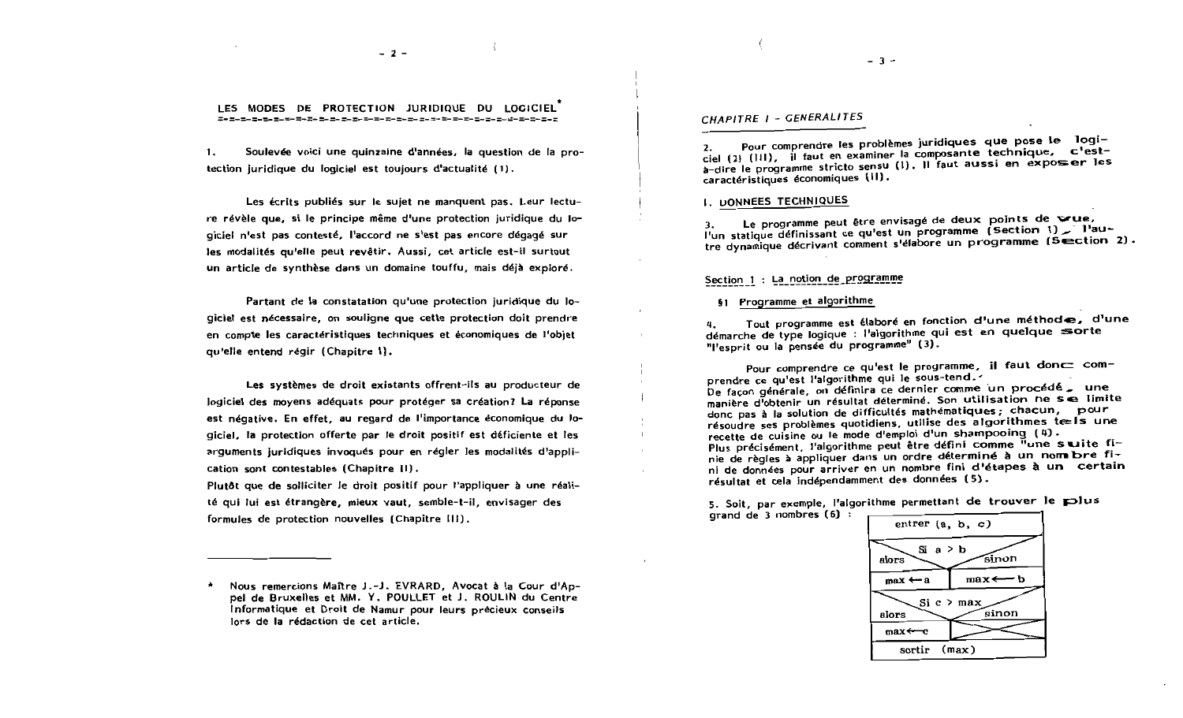## LES MODES DE PROTECTION JURIDIQUE DU LOGICIEL*

1. Soulevée voici une quinzaine d'années, la question de la protection juridique du logiciel est toujours d'actualité (1).

Les écrits publiés sur le sujet ne manquent pas. Leur lecture révèle que, si le principe même d'une protection juridique du logiciel n'est pas contesté, l'accord ne s'est pas encore dégagé sur les modalités qu'elle peut revêtir. Aussi, cet article est-il surtout un article de synthèse dans un domaine touffu, mais déjà exploré.

Partant de la constatation qu'une protection juridique du logiciel est nécessaire, on souligne que cette protection doit prendre en compte les caractéristiques techniques et économiques de l'objet qu'elle entend régir (Chapitre I).

Les systèmes de droit existants offrent-ils au producteur de logiciel des moyens adéquats pour protéger sa création? La réponse est négative. En effet, au regard de l'importance économique du logiciel, la protection offerte par le droit positif est déficiente et les arguments juridiques invoqués pour en régler les modalités d'application sont contestables (Chapitre II).

Plutôt que de solliciter le droit positif pour l'appliquer à une réalité qui lui est étrangère, mieux vaut, semble-t-il, envisager des formules de protection nouvelles (Chapitre III).

---

\* Nous remercions Maître J.-J. EVRARD, Avocat à la Cour d'Appel de Bruxelles et MM. Y. POULLET et J. ROULIN du Centre Informatique et Droit de Namur pour leurs précieux conseils lors de la rédaction de cet article.

## *CHAPITRE I - GENERALITES*

2. Pour comprendre les problèmes juridiques que pose le logiciel (2) (III), il faut en examiner la composante technique, c'est-à-dire le programme stricto sensu (I). Il faut aussi en exposer les caractéristiques économiques (II).

### I. DONNEES TECHNIQUES

3. Le programme peut être envisagé de deux points de vue, l'un statique définissant ce qu'est un programme (Section 1), l'autre dynamique décrivant comment s'élabore un programme (Section 2).

#### Section 1 : La notion de programme

##### §1 Programme et algorithme

4. Tout programme est élaboré en fonction d'une méthode, d'une démarche de type logique : l'algorithme qui est en quelque sorte "l'esprit ou la pensée du programme" (3).

Pour comprendre ce qu'est le programme, il faut donc comprendre ce qu'est l'algorithme qui le sous-tend.
De façon générale, on définira ce dernier comme un procédé, une manière d'obtenir un résultat déterminé. Son utilisation ne se limite donc pas à la solution de difficultés mathématiques; chacun, pour résoudre ses problèmes quotidiens, utilise des algorithmes tels une recette de cuisine ou le mode d'emploi d'un shampooing (4).
Plus précisément, l'algorithme peut être défini comme "une suite finie de règles à appliquer dans un ordre déterminé à un nombre fini de données pour arriver en un nombre fini d'étapes à un certain résultat et cela indépendamment des données (5).

5. Soit, par exemple, l'algorithme permettant de trouver le plus grand de 3 nombres (6) :

```
entrer (a, b, c)
Si a > b
  alors   max ← a
  sinon   max ← b
Si c > max
  alors   max ← c
  sinon
sortir (max)
```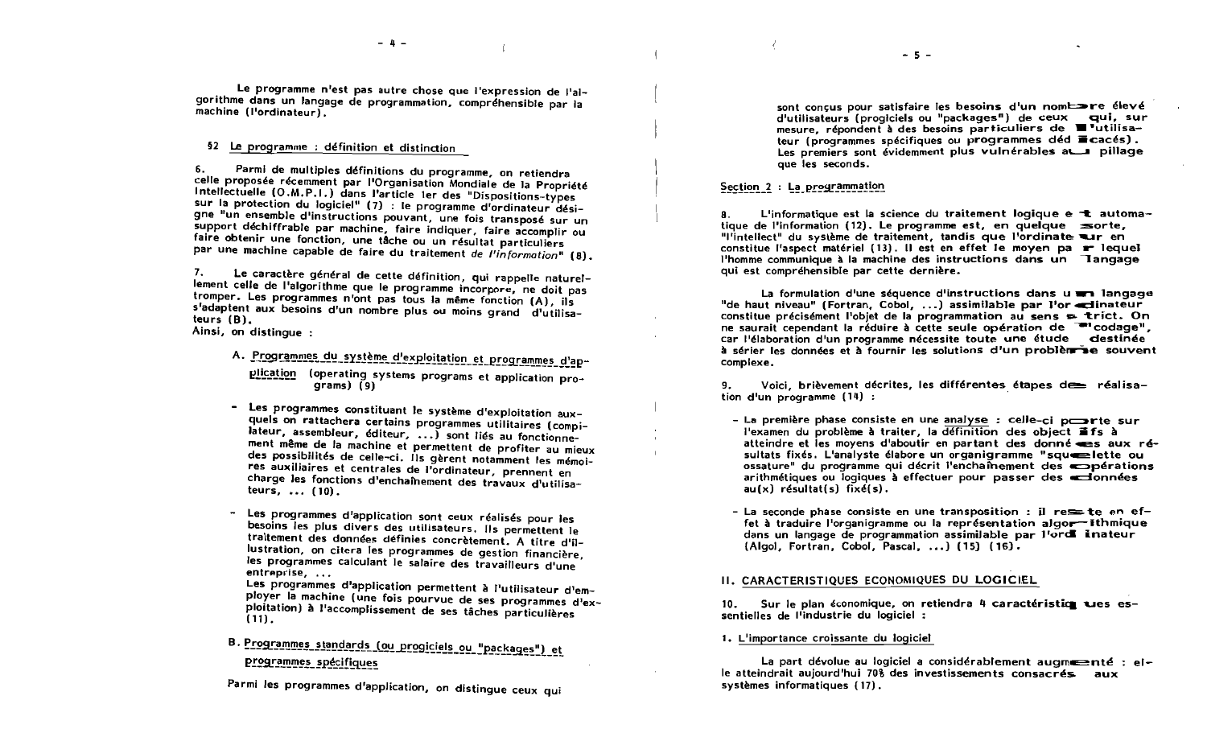Le programme n'est pas autre chose que l'expression de l'algorithme dans un langage de programmation, compréhensible par la machine (l'ordinateur).

### §2 Le programme : définition et distinction

6. Parmi de multiples définitions du programme, on retiendra celle proposée récemment par l'Organisation Mondiale de la Propriété Intellectuelle (O.M.P.I.) dans l'article 1er des "Dispositions-types sur la protection du logiciel" (7) : le programme d'ordinateur désigne "un ensemble d'instructions pouvant, une fois transposé sur un support déchiffrable par machine, faire indiquer, faire accomplir ou faire obtenir une fonction, une tâche ou un résultat particuliers par une machine capable de faire du traitement *de l'information*" (8).

7. Le caractère général de cette définition, qui rappelle naturellement celle de l'algorithme que le programme incorpore, ne doit pas tromper. Les programmes n'ont pas tous la même fonction (A), ils s'adaptent aux besoins d'un nombre plus ou moins grand d'utilisateurs (B).
Ainsi, on distingue :

A. Programmes du système d'exploitation et programmes d'application (operating systems programs et application programs) (9)

- Les programmes constituant le système d'exploitation auxquels on rattachera certains programmes utilitaires (compilateur, assembleur, éditeur, ...) sont liés au fonctionnement même de la machine et permettent de profiter au mieux des possibilités de celle-ci. Ils gèrent notamment les mémoires auxiliaires et centrales de l'ordinateur, prennent en charge les fonctions d'enchaînement des travaux d'utilisateurs, ... (10).

- Les programmes d'application sont ceux réalisés pour les besoins les plus divers des utilisateurs. Ils permettent le traitement des données définies concrètement. A titre d'illustration, on citera les programmes de gestion financière, les programmes calculant le salaire des travailleurs d'une entreprise, ...
  Les programmes d'application permettent à l'utilisateur d'employer la machine (une fois pourvue de ses programmes d'exploitation) à l'accomplissement de ses tâches particulières (11).

B. Programmes standards (ou progiciels ou "packages") et programmes spécifiques

Parmi les programmes d'application, on distingue ceux qui sont conçus pour satisfaire les besoins d'un nombre élevé d'utilisateurs (progiciels ou "packages") de ceux qui, sur mesure, répondent à des besoins particuliers de l'utilisateur (programmes spécifiques ou programmes dédicacés). Les premiers sont évidemment plus vulnérables au pillage que les seconds.

## Section 2 : La programmation

8. L'informatique est la science du traitement logique et automatique de l'information (12). Le programme est, en quelque sorte, "l'intellect" du système de traitement, tandis que l'ordinateur en constitue l'aspect matériel (13). Il est en effet le moyen par lequel l'homme communique à la machine des instructions dans un langage qui est compréhensible par cette dernière.

La formulation d'une séquence d'instructions dans un langage "de haut niveau" (Fortran, Cobol, ...) assimilable par l'ordinateur constitue précisément l'objet de la programmation au sens strict. On ne saurait cependant la réduire à cette seule opération de "codage", car l'élaboration d'un programme nécessite toute une étude destinée à sérier les données et à fournir les solutions d'un problème souvent complexe.

9. Voici, brièvement décrites, les différentes étapes de réalisation d'un programme (14) :

- La première phase consiste en une analyse : celle-ci porte sur l'examen du problème à traiter, la définition des objectifs à atteindre et les moyens d'aboutir en partant des données aux résultats fixés. L'analyste élabore un organigramme "squelette ou ossature" du programme qui décrit l'enchaînement des opérations arithmétiques ou logiques à effectuer pour passer des données au(x) résultat(s) fixé(s).

- La seconde phase consiste en une transposition : il reste en effet à traduire l'organigramme ou la représentation algorithmique dans un langage de programmation assimilable par l'ordinateur (Algol, Fortran, Cobol, Pascal, ...) (15) (16).

## II. CARACTERISTIQUES ECONOMIQUES DU LOGICIEL

10. Sur le plan économique, on retiendra 4 caractéristiques essentielles de l'industrie du logiciel :

### 1. L'importance croissante du logiciel

La part dévolue au logiciel a considérablement augmenté : elle atteindrait aujourd'hui 70% des investissements consacrés aux systèmes informatiques (17).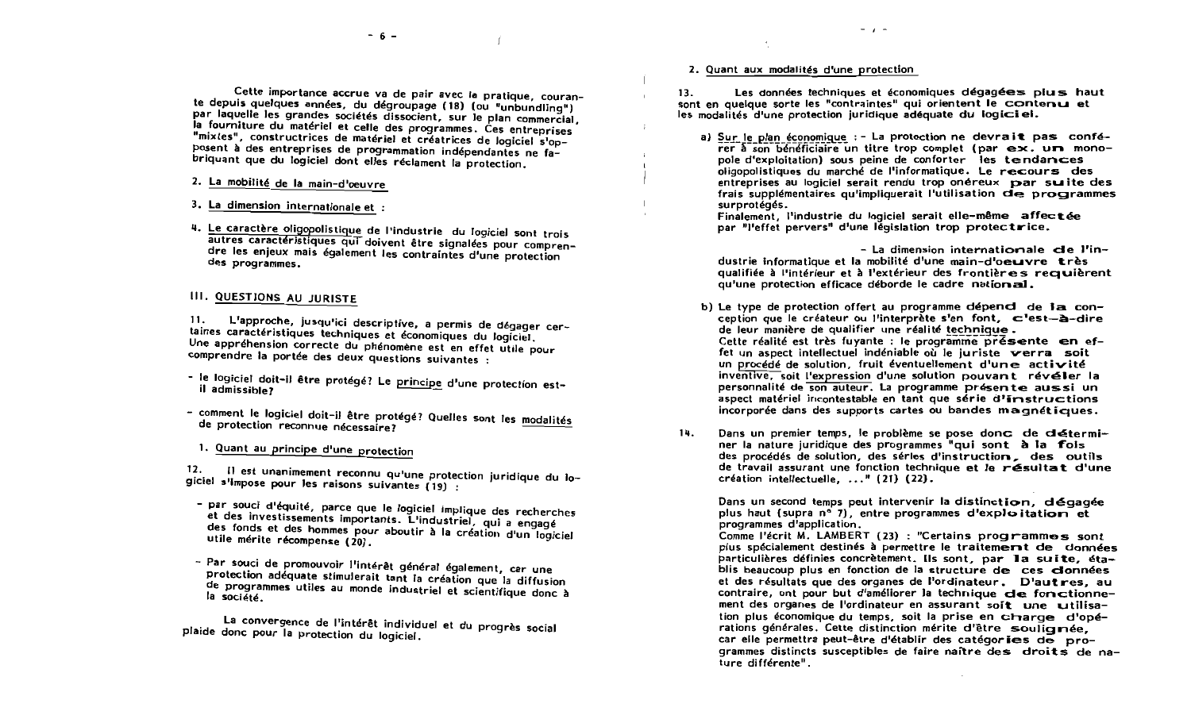Cette importance accrue va de pair avec la pratique, courante depuis quelques années, du dégroupage (18) (ou "unbundling") par laquelle les grandes sociétés dissocient, sur le plan commercial, la fourniture du matériel et celle des programmes. Ces entreprises "mixtes", constructrices de matériel et créatrices de logiciel s'opposent à des entreprises de programmation indépendantes ne fabriquant que du logiciel dont elles réclament la protection.

2. <u>La mobilité de la main-d'œuvre</u>

3. <u>La dimension internationale et</u> :

4. <u>Le caractère oligopolistique</u> de l'industrie du logiciel sont trois autres caractéristiques qui doivent être signalées pour comprendre les enjeux mais également les contraintes d'une protection des programmes.

## III. QUESTIONS AU JURISTE

11. L'approche, jusqu'ici descriptive, a permis de dégager certaines caractéristiques techniques et économiques du logiciel. Une appréhension correcte du phénomène est en effet utile pour comprendre la portée des deux questions suivantes :

- le logiciel doit-il être protégé? Le <u>principe</u> d'une protection est-il admissible?

- comment le logiciel doit-il être protégé? Quelles sont les <u>modalités</u> de protection reconnue nécessaire?

### 1. Quant au principe d'une protection

12. Il est unanimement reconnu qu'une protection juridique du logiciel s'impose pour les raisons suivantes (19) :

- par souci d'équité, parce que le logiciel implique des recherches et des investissements importants. L'industriel, qui a engagé des fonds et des hommes pour aboutir à la création d'un logiciel utile mérite récompense (20).

- Par souci de promouvoir l'intérêt général également, car une protection adéquate stimulerait tant la création que la diffusion de programmes utiles au monde industriel et scientifique donc à la société.

La convergence de l'intérêt individuel et du progrès social plaide donc pour la protection du logiciel.

### 2. Quant aux modalités d'une protection

13. Les données techniques et économiques dégagées plus haut sont en quelque sorte les "contraintes" qui orientent le contenu et les modalités d'une protection juridique adéquate du logiciel.

a) <u>Sur le plan économique</u> : - La protection ne devrait pas conférer à son bénéficiaire un titre trop complet (par ex. un monopole d'exploitation) sous peine de conforter les tendances oligopolistiques du marché de l'informatique. Le recours des entreprises au logiciel serait rendu trop onéreux par suite des frais supplémentaires qu'impliquerait l'utilisation de programmes surprotégés.
Finalement, l'industrie du logiciel serait elle-même affectée par "l'effet pervers" d'une législation trop protectrice.

- La dimension internationale de l'industrie informatique et la mobilité d'une main-d'oeuvre très qualifiée à l'intérieur et à l'extérieur des frontières requièrent qu'une protection efficace déborde le cadre national.

b) Le type de protection offert au programme dépend de la conception que le créateur ou l'interprète s'en font, c'est-à-dire de leur manière de qualifier une réalité <u>technique</u>.
Cette réalité est très fuyante : le programme présente en effet un aspect intellectuel indéniable où le juriste verra soit un <u>procédé</u> de solution, fruit éventuellement d'une activité inventive, soit <u>l'expression</u> d'une solution pouvant révéler la personnalité de <u>son auteur</u>. La programme présente aussi un aspect matériel incontestable en tant que série d'instructions incorporée dans des supports cartes ou bandes magnétiques.

14. Dans un premier temps, le problème se pose donc de déterminer la nature juridique des programmes "qui sont à la fois des procédés de solution, des séries d'instruction, des outils de travail assurant une fonction technique et le résultat d'une création intellectuelle, ..." (21) (22).

Dans un second temps peut intervenir la distinction, dégagée plus haut (supra n° 7), entre programmes d'exploitation et programmes d'application.
Comme l'écrit M. LAMBERT (23) : "Certains programmes sont plus spécialement destinés à permettre le traitement de données particulières définies concrètement. Ils sont, par la suite, établis beaucoup plus en fonction de la structure de ces données et des résultats que des organes de l'ordinateur. D'autres, au contraire, ont pour but d'améliorer la technique de fonctionnement des organes de l'ordinateur en assurant soit une utilisation plus économique du temps, soit la prise en charge d'opérations générales. Cette distinction mérite d'être soulignée, car elle permettra peut-être d'établir des catégories de programmes distincts susceptibles de faire naître des droits de nature différente".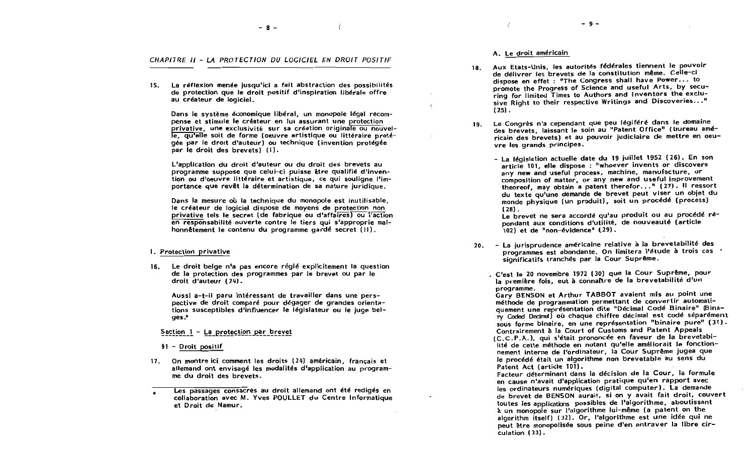## CHAPITRE II - LA PROTECTION DU LOGICIEL EN DROIT POSITIF

15. La réflexion menée jusqu'ici a fait abstraction des possibilités de protection que le droit positif d'inspiration libérale offre au créateur de logiciel.

Dans le système économique libéral, un monopole légal récompense et stimule le créateur en lui assurant une protection privative, une exclusivité sur sa création originale ou nouvelle, qu'elle soit de forme (oeuvre artistique ou littéraire protégée par le droit d'auteur) ou technique (invention protégée par le droit des brevets) (I).

L'application du droit d'auteur ou du droit des brevets au programme suppose que celui-ci puisse être qualifié d'invention ou d'oeuvre littéraire et artistique, ce qui souligne l'importance que revêt la détermination de sa nature juridique.

Dans la mesure où la technique du monopole est inutilisable, le créateur de logiciel dispose de moyens de protection non privative tels le secret (de fabrique ou d'affaires) ou l'action en responsabilité ouverte contre le tiers qui s'approprie malhonnêtement le contenu du programme gardé secret (II).

### I. Protection privative

16. Le droit belge n'a pas encore réglé explicitement la question de la protection des programmes par le brevet ou par le droit d'auteur (24).

Aussi a-t-il paru intéressant de travailler dans une perspective de droit comparé pour dégager de grandes orientations susceptibles d'influencer le législateur ou le juge belges.*

#### Section 1 - La protection par brevet

##### §1 - Droit positif

17. On montre ici comment les droits (24) américain, français et allemand ont envisagé les modalités d'application au programme du droit des brevets.

\* Les passages consacrés au droit allemand ont été redigés en collaboration avec M. Yves POULLET du Centre Informatique et Droit de Namur.

##### A. Le droit américain

18. Aux Etats-Unis, les autorités fédérales tiennent le pouvoir de délivrer les brevets de la constitution même. Celle-ci dispose en effet : "The Congress shall have Power... to promote the Progress of Science and useful Arts, by securing for limited Times to Authors and Inventors the exclusive Right to their respective Writings and Discoveries..." (25).

19. Le Congrès n'a cependant que peu légiféré dans le domaine des brevets, laissant le soin au "Patent Office" (bureau américain des brevets) et au pouvoir judiciaire de mettre en oeuvre les grands principes.

- La législation actuelle date du 19 juillet 1952 (26). En son article 101, elle dispose : "whoever invents or discovers any new and useful process, machine, manufacture, or composition of matter, or any new and useful improvement theoreof, may obtain a patent therefor..." (27). Il ressort du texte qu'une demande de brevet peut viser un objet du monde physique (un produit), soit un procédé (process) (28).
  Le brevet ne sera accordé qu'au produit ou au procédé répondant aux conditions d'utilité, de nouveauté (article 102) et de "non-évidence" (29).

20. - La jurisprudence américaine relative à la brevetabilité des programmes est abondante. On limitera l'étude à trois cas significatifs tranchés par la Cour Suprême.

. C'est le 20 novembre 1972 (30) que la Cour Suprême, pour la première fois, eut à connaître de la brevetabilité d'un programme.
Gary BENSON et Arthur TABBOT avaient mis au point une méthode de programmation permettant de convertir automatiquement une représentation dite "Décimal Codé Binaire" (Binary Coded Decimal) où chaque chiffre décimal est codé séparément sous forme binaire, en une représentation "binaire pure" (31). Contrairement à la Court of Customs and Patent Appeals (C.C.P.A.), qui s'était prononcée en faveur de la brevetabilité de cette méthode en notant qu'elle améliorait le fonctionnement interne de l'ordinateur, la Cour Suprême jugea que le procédé était un algorithme non brevetable au sens du Patent Act (article 101).
Facteur déterminant dans la décision de la Cour, la formule en cause n'avait d'application pratique qu'en rapport avec les ordinateurs numériques (digital computer). La demande de brevet de BENSON aurait, si on y avait fait droit, couvert toutes les applications possibles de l'algorithme, aboutissant à un monopole sur l'algorithme lui-même (a patent on the algorithm itself) (32). Or, l'algorithme est une idée qui ne peut être monopolisée sous peine d'en entraver la libre circulation (33).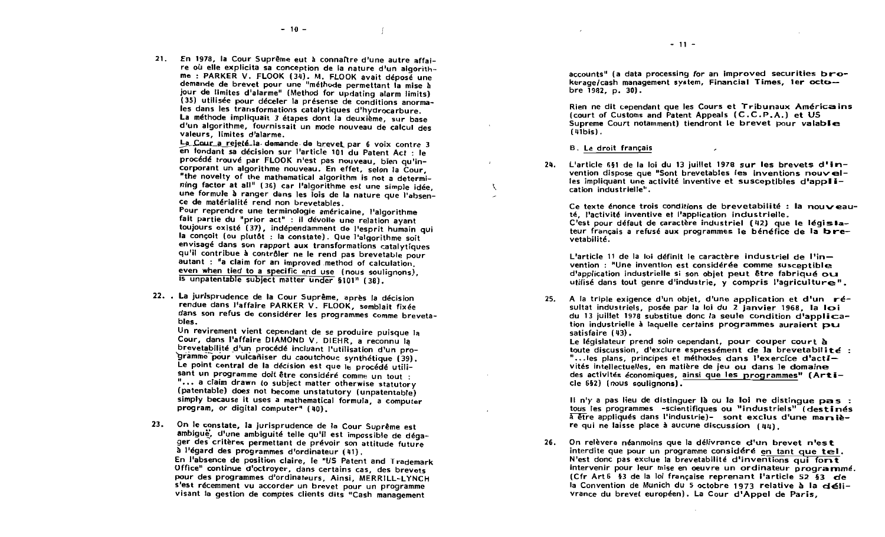21. En 1978, la Cour Suprême eut à connaître d'une autre affaire où elle explicita sa conception de la nature d'un algorithme : PARKER V. FLOOK (34). M. FLOOK avait déposé une demande de brevet pour une "méthode permettant la mise à jour de limites d'alarme" (Method for updating alarm limits) (35) utilisée pour déceler la présense de conditions anormales dans les transformations catalytiques d'hydrocarbure. La méthode impliquait 3 étapes dont la deuxième, sur base d'un algorithme, fournissait un mode nouveau de calcul des valeurs, limites d'alarme.
La Cour a rejeté la demande de brevet par 6 voix contre 3 en fondant sa décision sur l'article 101 du Patent Act : le procédé trouvé par FLOOK n'est pas nouveau, bien qu'incorporant un algorithme nouveau. En effet, selon la Cour, "the novelty of the mathematical algorithm is not a determining factor at all" (36) car l'algorithme est une simple idée, une formule à ranger dans les lois de la nature que l'absence de matérialité rend non brevetables.
Pour reprendre une terminologie américaine, l'algorithme fait partie du "prior act" : il dévoile une relation ayant toujours existé (37), indépendamment de l'esprit humain qui la conçoit (ou plutôt : la constate). Que l'algorithme soit envisagé dans son rapport aux transformations catalytiques qu'il contribue à contrôler ne le rend pas brevetable pour autant : "a claim for an improved method of calculation, even when tied to a specific end use (nous soulignons), is unpatentable subject matter under §101" (38).

22. La jurisprudence de la Cour Suprême, après la décision rendue dans l'affaire PARKER V. FLOOK, semblait fixée dans son refus de considérer les programmes comme brevetables.
Un revirement vient cependant de se produire puisque la Cour, dans l'affaire DIAMOND V. DIEHR, a reconnu la brevetabilité d'un procédé incluant l'utilisation d'un programme pour vulcaniser du caoutchouc synthétique (39). Le point central de la décision est que le procédé utilisant un programme doit être considéré comme un tout : "... a claim drawn to subject matter otherwise statutory (patentable) does not become unstatutory (unpatentable) simply because it uses a mathematical formula, a computer program, or digital computer" (40).

23. On le constate, la jurisprudence de la Cour Suprême est ambiguë, d'une ambiguité telle qu'il est impossible de dégager des critères permettant de prévoir son attitude future à l'égard des programmes d'ordinateur (41).
En l'absence de position claire, le "US Patent and Trademark Office" continue d'octroyer, dans certains cas, des brevets pour des programmes d'ordinateurs. Ainsi, MERRILL-LYNCH s'est récemment vu accorder un brevet pour un programme visant la gestion de comptes clients dits "Cash management accounts" (a data processing for an improved securities brokerage/cash management system, Financial Times, 1er octobre 1982, p. 30).

Rien ne dit cependant que les Cours et Tribunaux Américains (court of Customs and Patent Appeals (C.C.P.A.) et US Supreme Court notamment) tiendront le brevet pour valable (41bis).

### B. Le droit français

24. L'article 6§1 de la loi du 13 juillet 1978 sur les brevets d'invention dispose que "Sont brevetables les inventions nouvelles impliquant une activité inventive et susceptibles d'application industrielle".

Ce texte énonce trois conditions de brevetabilité : la nouveauté, l'activité inventive et l'application industrielle.
C'est pour défaut de caractère industriel (42) que le législateur français a refusé aux programmes le bénéfice de la brevetabilité.

L'article 11 de la loi définit le caractère industriel de l'invention : "Une invention est considérée comme susceptible d'application industrielle si son objet peut être fabriqué ou utilisé dans tout genre d'industrie, y compris l'agriculture".

25. A la triple exigence d'un objet, d'une application et d'un résultat industriels, posée par la loi du 2 janvier 1968, la loi du 13 juillet 1978 substitue donc la seule condition d'application industrielle à laquelle certains programmes auraient pu satisfaire (43).
Le législateur prend soin cependant, pour couper court à toute discussion, d'exclure espressément de la brevetabilité : "...les plans, principes et méthodes dans l'exercice d'activités intellectuelles, en matière de jeu ou dans le domaine des activités économiques, ainsi que les programmes" (Article 6§2) (nous soulignons).

Il n'y a pas lieu de distinguer là ou la loi ne distingue pas : tous les programmes -scientifiques ou "industriels" (destinés à être appliqués dans l'industrie)- sont exclus d'une manière qui ne laisse place à aucune discussion (44).

26. On relèvera néanmoins que la délivrance d'un brevet n'est interdite que pour un programme considéré en tant que tel. N'est donc pas exclue la brevetabilité d'inventions qui font intervenir pour leur mise en oeuvre un ordinateur programmé. (Cfr Art 6 §3 de la loi française reprenant l'article 52 §3 de la Convention de Munich du 5 octobre 1973 relative à la délivrance du brevet européen). La Cour d'Appel de Paris,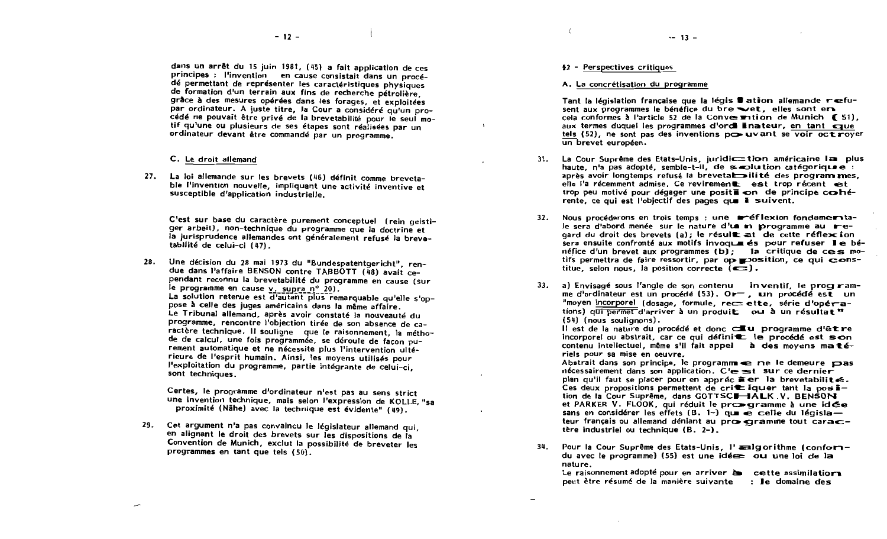dans un arrêt du 15 juin 1981, (45) a fait application de ces principes : l'invention en cause consistait dans un procédé permettant de représenter les caractéristiques physiques de formation d'un terrain aux fins de recherche pétrolière, grâce à des mesures opérées dans les forages, et exploitées par ordinateur. A juste titre, la Cour a considéré qu'un procédé ne pouvait être privé de la brevetabilité pour le seul motif qu'une ou plusieurs de ses étapes sont réalisées par un ordinateur devant être commandé par un programme.

### C. Le droit allemand

27. La loi allemande sur les brevets (46) définit comme brevetable l'invention nouvelle, impliquant une activité inventive et susceptible d'application industrielle.

    C'est sur base du caractère purement conceptuel (rein geistiger arbeit), non-technique du programme que la doctrine et la jurisprudence allemandes ont généralement refusé la brevetabilité de celui-ci (47).

28. Une décision du 28 mai 1973 du "Bundespatentgericht", rendue dans l'affaire BENSON contre TABBOTT (48) avait cependant reconnu la brevetabilité du programme en cause (sur le programme en cause v. supra n° 20).
    La solution retenue est d'autant plus remarquable qu'elle s'oppose à celle des juges américains dans la même affaire.
    Le Tribunal allemand, après avoir constaté la nouveauté du programme, rencontre l'objection tirée de son absence de caractère technique. Il souligne que le raisonnement, la méthode de calcul, une fois programmée, se déroule de façon purement automatique et ne nécessite plus l'intervention ultérieure de l'esprit humain. Ainsi, les moyens utilisés pour l'exploitation du programme, partie intégrante de celui-ci, sont techniques.

    Certes, le programme d'ordinateur n'est pas au sens strict une invention technique, mais selon l'expression de KOLLE, "sa proximité (Nähe) avec la technique est évidente" (49).

29. Cet argument n'a pas convaincu le législateur allemand qui, en alignant le droit des brevets sur les dispositions de la Convention de Munich, exclut la possibilité de breveter les programmes en tant que tels (50).

## §2 - Perspectives critiques

### A. La concrétisation du programme

Tant la législation française que la législation allemande refusent aux programmes le bénéfice du brevet, elles sont en cela conformes à l'article 52 de la Convention de Munich (51), aux termes duquel les programmes d'ordinateur, en tant que tels (52), ne sont pas des inventions pouvant se voir octroyer un brevet européen.

31. La Cour Suprême des Etats-Unis, juridiction américaine la plus haute, n'a pas adopté, semble-t-il, de solution catégorique : après avoir longtemps refusé la brevetabilité des programmes, elle l'a récemment admise. Ce revirement est trop récent et trop peu motivé pour dégager une position de principe cohérente, ce qui est l'objectif des pages qui suivent.

32. Nous procéderons en trois temps : une réflexion fondamentale sera d'abord menée sur la nature d'un programme au regard du droit des brevets (a); le résultat de cette réflexion sera ensuite confronté aux motifs invoqués pour refuser le bénéfice d'un brevet aux programmes (b); la critique de ces motifs permettra de faire ressortir, par opposition, ce qui constitue, selon nous, la position correcte (c).

33. a) Envisagé sous l'angle de son contenu inventif, le programme d'ordinateur est un procédé (53). Or, un procédé est un "moyen incorporel (dosage, formule, recette, série d'opérations) qui permet d'arriver à un produit ou à un résultat" (54) (nous soulignons).
    Il est de la nature du procédé et donc du programme d'être incorporel ou abstrait, car ce qui définit le procédé est son contenu intellectuel, même s'il fait appel à des moyens matériels pour sa mise en oeuvre.
    Abstrait dans son principe, le programme ne le demeure pas nécessairement dans son application. C'est sur ce dernier plan qu'il faut se placer pour en apprécier la brevetabilité.
    Ces deux propositions permettent de critiquer tant la position de la Cour Suprême, dans GOTTSCHALK V. BENSON et PARKER V. FLOOK, qui réduit le programme à une idée sans en considérer les effets (B. 1-) que celle du législateur français ou allemand déniant au programme tout caractère industriel ou technique (B. 2-).

34. Pour la Cour Suprême des Etats-Unis, l'algorithme (confondu avec le programme) (55) est une idée ou une loi de la nature.
    Le raisonnement adopté pour en arriver à cette assimilation peut être résumé de la manière suivante : le domaine des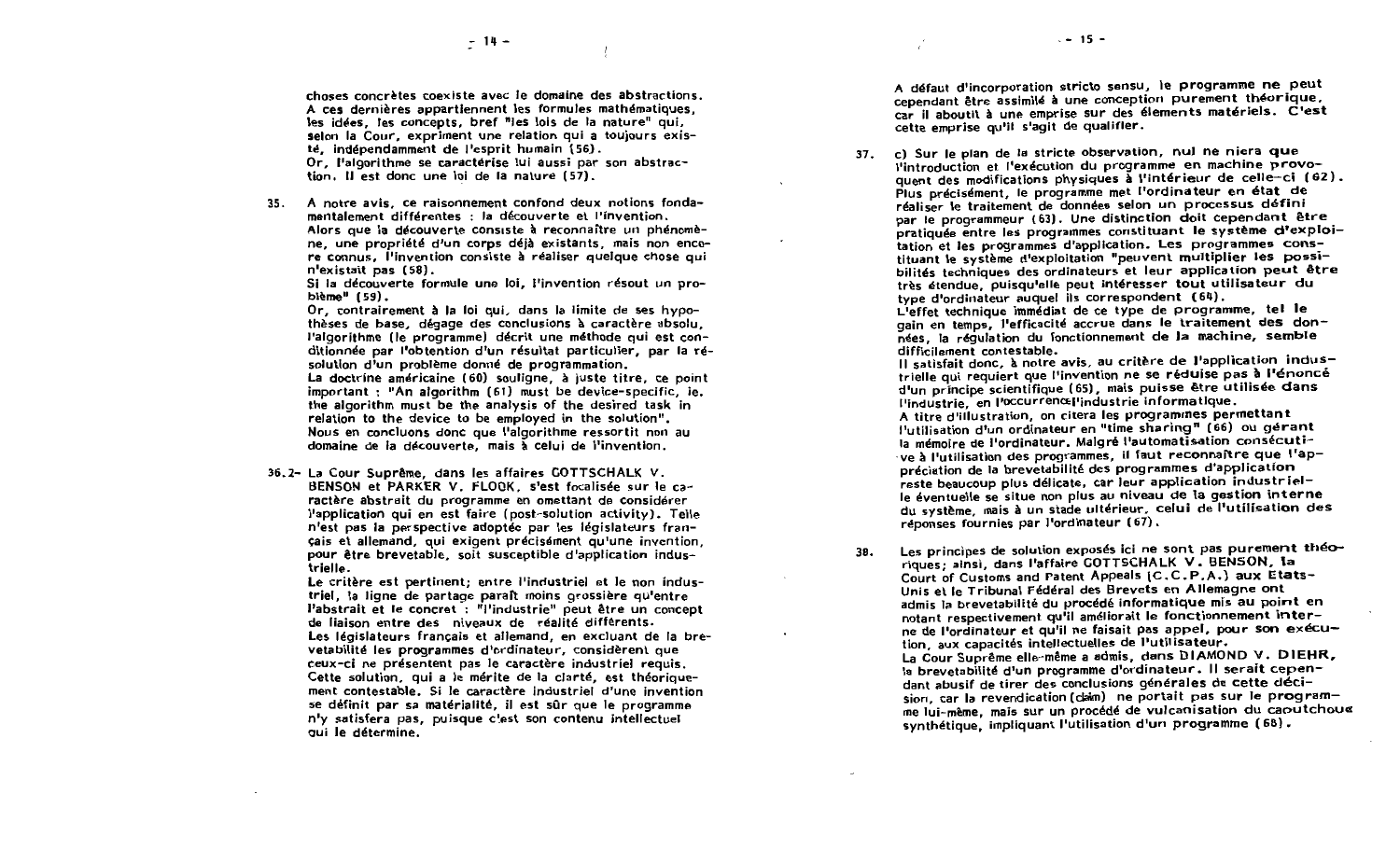choses concrètes coexiste avec le domaine des abstractions. A ces dernières appartiennent les formules mathématiques, les idées, les concepts, bref "les lois de la nature" qui, selon la Cour, expriment une relation qui a toujours existé, indépendamment de l'esprit humain (56).
Or, l'algorithme se caractérise lui aussi par son abstraction. Il est donc une loi de la nature (57).

35. A notre avis, ce raisonnement confond deux notions fondamentalement différentes : la découverte et l'invention. Alors que la découverte consiste à reconnaître un phénomène, une propriété d'un corps déjà existants, mais non encore connus, l'invention consiste à réaliser quelque chose qui n'existait pas (58).
Si la découverte formule une loi, l'invention résout un problème" (59).
Or, contrairement à la loi qui, dans la limite de ses hypothèses de base, dégage des conclusions à caractère absolu, l'algorithme (le programme) décrit une méthode qui est conditionnée par l'obtention d'un résultat particulier, par la résolution d'un problème donné de programmation.
La doctrine américaine (60) souligne, à juste titre, ce point important : "An algorithm (61) must be device-specific, ie. the algorithm must be the analysis of the desired task in relation to the device to be employed in the solution".
Nous en concluons donc que l'algorithme ressortit non au domaine de la découverte, mais à celui de l'invention.

36.2- La Cour Suprême, dans les affaires GOTTSCHALK V. BENSON et PARKER V. FLOOK, s'est focalisée sur le caractère abstrait du programme en omettant de considérer l'application qui en est faite (post-solution activity). Telle n'est pas la perspective adoptée par les législateurs français et allemand, qui exigent précisément qu'une invention, pour être brevetable, soit susceptible d'application industrielle.
Le critère est pertinent; entre l'industriel et le non industriel, la ligne de partage paraît moins grossière qu'entre l'abstrait et le concret : "l'industrie" peut être un concept de liaison entre des niveaux de réalité différents.
Les législateurs français et allemand, en excluant de la brevetabilité les programmes d'ordinateur, considèrent que ceux-ci ne présentent pas le caractère industriel requis. Cette solution, qui a le mérite de la clarté, est théoriquement contestable. Si le caractère industriel d'une invention se définit par sa matérialité, il est sûr que le programme n'y satisfera pas, puisque c'est son contenu intellectuel qui le détermine.

A défaut d'incorporation stricto sensu, le programme ne peut cependant être assimilé à une conception purement théorique, car il aboutit à une emprise sur des éléments matériels. C'est cette emprise qu'il s'agit de qualifier.

37. c) Sur le plan de la stricte observation, nul ne niera que l'introduction et l'exécution du programme en machine provoquent des modifications physiques à l'intérieur de celle-ci (62). Plus précisément, le programme met l'ordinateur en état de réaliser le traitement de données selon un processus défini par le programmeur (63). Une distinction doit cependant être pratiquée entre les programmes constituant le système d'exploitation et les programmes d'application. Les programmes constituant le système d'exploitation "peuvent multiplier les possibilités techniques des ordinateurs et leur application peut être très étendue, puisqu'elle peut intéresser tout utilisateur du type d'ordinateur auquel ils correspondent (64).
L'effet technique immédiat de ce type de programme, tel le gain en temps, l'efficacité accrue dans le traitement des données, la régulation du fonctionnement de la machine, semble difficilement contestable.
Il satisfait donc, à notre avis, au critère de l'application industrielle qui requiert que l'invention ne se réduise pas à l'énoncé d'un principe scientifique (65), mais puisse être utilisée dans l'industrie, en l'occurrence l'industrie informatique.
A titre d'illustration, on citera les programmes permettant l'utilisation d'un ordinateur en "time sharing" (66) ou gérant la mémoire de l'ordinateur. Malgré l'automatisation consécutive à l'utilisation des programmes, il faut reconnaître que l'appréciation de la brevetabilité des programmes d'application reste beaucoup plus délicate, car leur application industrielle éventuelle se situe non plus au niveau de la gestion interne du système, mais à un stade ultérieur, celui de l'utilisation des réponses fournies par l'ordinateur (67).

38. Les principes de solution exposés ici ne sont pas purement théoriques; ainsi, dans l'affaire GOTTSCHALK V. BENSON, la Court of Customs and Patent Appeals (C.C.P.A.) aux Etats-Unis et le Tribunal Fédéral des Brevets en Allemagne ont admis la brevetabilité du procédé informatique mis au point en notant respectivement qu'il améliorait le fonctionnement interne de l'ordinateur et qu'il ne faisait pas appel, pour son exécution, aux capacités intellectuelles de l'utilisateur.
La Cour Suprême elle-même a admis, dans DIAMOND V. DIEHR, la brevetabilité d'un programme d'ordinateur. Il serait cependant abusif de tirer des conclusions générales de cette décision, car la revendication (claim) ne portait pas sur le programme lui-même, mais sur un procédé de vulcanisation du caoutchouc synthétique, impliquant l'utilisation d'un programme (68).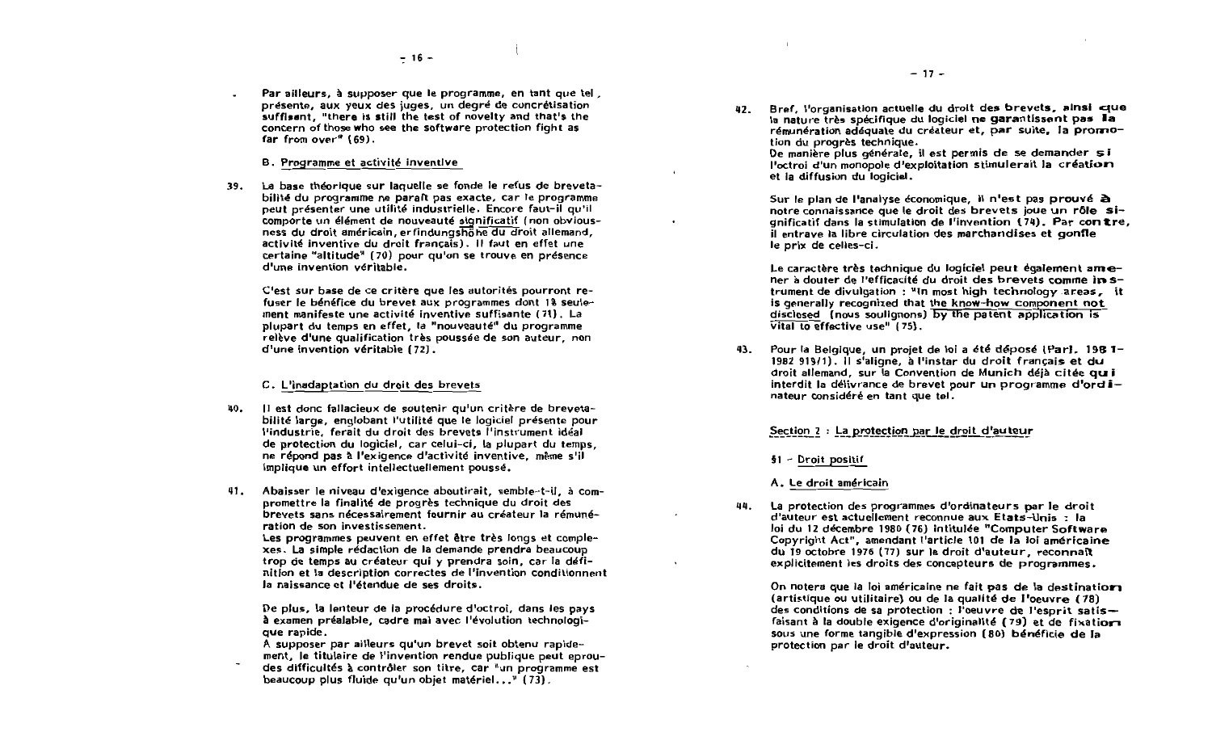Par ailleurs, à supposer que le programme, en tant que tel, présente, aux yeux des juges, un degré de concrétisation suffisant, "there is still the test of novelty and that's the concern of those who see the software protection fight as far from over" (69).

B. Programme et activité inventive

39. La base théorique sur laquelle se fonde le refus de brevetabilité du programme ne paraît pas exacte, car le programme peut présenter une utilité industrielle. Encore faut-il qu'il comporte un élément de nouveauté significatif (non obviousness du droit américain, erfindungshöhe du droit allemand, activité inventive du droit français). Il faut en effet une certaine "altitude" (70) pour qu'on se trouve en présence d'une invention véritable.

C'est sur base de ce critère que les autorités pourront refuser le bénéfice du brevet aux programmes dont 1% seulement manifeste une activité inventive suffisante (71). La plupart du temps en effet, la "nouveauté" du programme relève d'une qualification très poussée de son auteur, non d'une invention véritable (72).

C. L'inadaptation du droit des brevets

40. Il est donc fallacieux de soutenir qu'un critère de brevetabilité large, englobant l'utilité que le logiciel présente pour l'industrie, ferait du droit des brevets l'instrument idéal de protection du logiciel, car celui-ci, la plupart du temps, ne répond pas à l'exigence d'activité inventive, même s'il implique un effort intellectuellement poussé.

41. Abaisser le niveau d'exigence aboutirait, semble-t-il, à compromettre la finalité de progrès technique du droit des brevets sans nécessairement fournir au créateur la rémunération de son investissement.
Les programmes peuvent en effet être très longs et complexes. La simple rédaction de la demande prendra beaucoup trop de temps au créateur qui y prendra soin, car la définition et la description correctes de l'invention conditionnent la naissance et l'étendue de ses droits.

De plus, la lenteur de la procédure d'octroi, dans les pays à examen préalable, cadre mal avec l'évolution technologique rapide.
A supposer par ailleurs qu'un brevet soit obtenu rapidement, le titulaire de l'invention rendue publique peut éprouver des difficultés à contrôler son titre, car "un programme est beaucoup plus fluide qu'un objet matériel..." (73).

42. Bref, l'organisation actuelle du droit des brevets, ainsi que la nature très spécifique du logiciel ne garantissent pas la rémunération adéquate du créateur et, par suite, la promotion du progrès technique.
De manière plus générale, il est permis de se demander si l'octroi d'un monopole d'exploitation stimulerait la création et la diffusion du logiciel.

Sur le plan de l'analyse économique, il n'est pas prouvé à notre connaissance que le droit des brevets joue un rôle significatif dans la stimulation de l'invention (74). Par contre, il entrave la libre circulation des marchandises et gonfle le prix de celles-ci.

Le caractère très technique du logiciel peut également amener à douter de l'efficacité du droit des brevets comme instrument de divulgation : "In most high technology areas, it is generally recognized that the know-how component not disclosed (nous soulignons) by the patent application is vital to effective use" (75).

43. Pour la Belgique, un projet de loi a été déposé (Parl. 1981-1982 919/1). Il s'aligne, à l'instar du droit français et du droit allemand, sur la Convention de Munich déjà citée qui interdit la délivrance de brevet pour un programme d'ordinateur considéré en tant que tel.

## Section 2 : La protection par le droit d'auteur

### §1 - Droit positif

#### A. Le droit américain

44. La protection des programmes d'ordinateurs par le droit d'auteur est actuellement reconnue aux Etats-Unis : la loi du 12 décembre 1980 (76) intitulée "Computer Software Copyright Act", amendant l'article 101 de la loi américaine du 19 octobre 1976 (77) sur le droit d'auteur, reconnaît explicitement les droits des concepteurs de programmes.

On notera que la loi américaine ne fait pas de la destination (artistique ou utilitaire) ou de la qualité de l'oeuvre (78) des conditions de sa protection : l'oeuvre de l'esprit satisfaisant à la double exigence d'originalité (79) et de fixation sous une forme tangible d'expression (80) bénéficie de la protection par le droit d'auteur.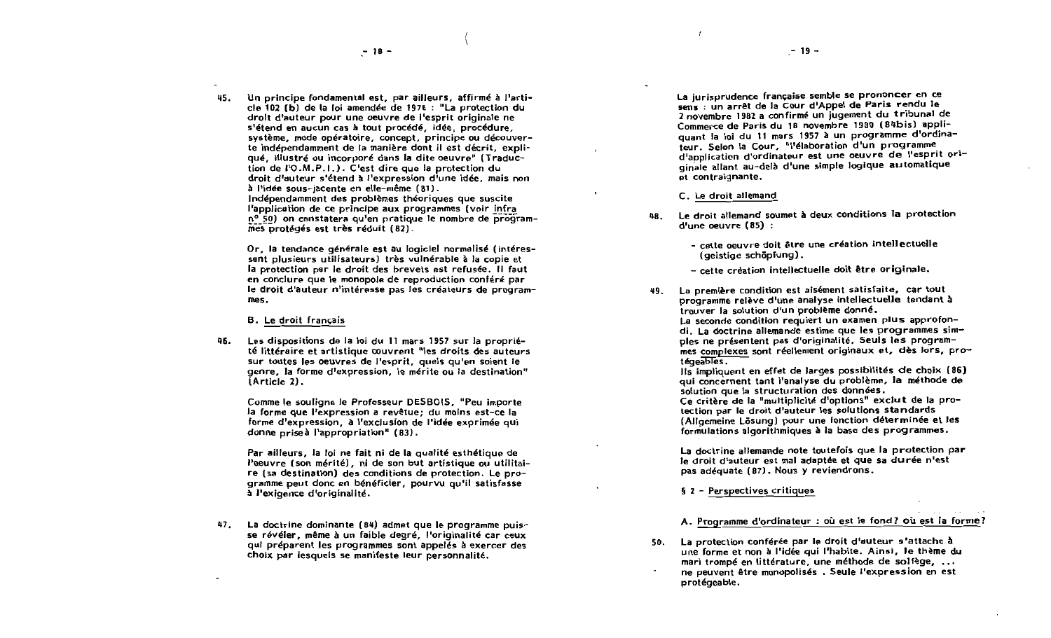45. Un principe fondamental est, par ailleurs, affirmé à l'article 102 (b) de la loi amendée de 1976 : "La protection du droit d'auteur pour une oeuvre de l'esprit originale ne s'étend en aucun cas à tout procédé, idée, procédure, système, mode opératoire, concept, principe ou découverte indépendamment de la manière dont il est décrit, expliqué, illustré ou incorporé dans la dite oeuvre" (Traduction de l'O.M.P.I.). C'est dire que la protection du droit d'auteur s'étend à l'expression d'une idée, mais non à l'idée sous-jacente en elle-même (81).
Indépendamment des problèmes théoriques que suscite l'application de ce principe aux programmes (voir infra n° 50) on constatera qu'en pratique le nombre de programmes protégés est très réduit (82).

Or, la tendance générale est au logiciel normalisé (intéressant plusieurs utilisateurs) très vulnérable à la copie et la protection par le droit des brevets est refusée. Il faut en conclure que le monopole de reproduction conféré par le droit d'auteur n'intéresse pas les créateurs de programmes.

### B. Le droit français

46. Les dispositions de la loi du 11 mars 1957 sur la propriété littéraire et artistique couvrent "les droits des auteurs sur toutes les oeuvres de l'esprit, quels qu'en soient le genre, la forme d'expression, le mérite ou la destination" (Article 2).

Comme le souligne le Professeur DESBOIS, "Peu importe la forme que l'expression a revêtue; du moins est-ce la forme d'expression, à l'exclusion de l'idée exprimée qui donne prise à l'appropriation" (83).

Par ailleurs, la loi ne fait ni de la qualité esthétique de l'oeuvre (son mérite), ni de son but artistique ou utilitaire (sa destination) des conditions de protection. Le programme peut donc en bénéficier, pourvu qu'il satisfasse à l'exigence d'originalité.

47. La doctrine dominante (84) admet que le programme puisse révéler, même à un faible degré, l'originalité car ceux qui préparent les programmes sont appelés à exercer des choix par lesquels se manifeste leur personnalité.

La jurisprudence française semble se prononcer en ce sens : un arrêt de la Cour d'Appel de Paris rendu le 2 novembre 1982 a confirmé un jugement du tribunal de Commerce de Paris du 18 novembre 1980 (84bis) appliquant la loi du 11 mars 1957 à un programme d'ordinateur. Selon la Cour, "l'élaboration d'un programme d'application d'ordinateur est une oeuvre de l'esprit originale allant au-delà d'une simple logique automatique et contraignante.

### C. Le droit allemand

48. Le droit allemand soumet à deux conditions la protection d'une oeuvre (85) :

- cette oeuvre doit être une création intellectuelle (geistige Schöpfung).
- cette création intellectuelle doit être originale.

49. La première condition est aisément satisfaite, car tout programme relève d'une analyse intellectuelle tendant à trouver la solution d'un problème donné.
La seconde condition requiert un examen plus approfondi. La doctrine allemande estime que les programmes simples ne présentent pas d'originalité. Seuls les programmes complexes sont réellement originaux et, dès lors, protégeables.
Ils impliquent en effet de larges possibilités de choix (86) qui concernent tant l'analyse du problème, la méthode de solution que la structuration des données.
Ce critère de la "multiplicité d'options" exclut de la protection par le droit d'auteur les solutions standards (Allgemeine Lösung) pour une fonction déterminée et les formulations algorithmiques à la base des programmes.

La doctrine allemande note toutefois que la protection par le droit d'auteur est mal adaptée et que sa durée n'est pas adéquate (87). Nous y reviendrons.

## § 2 - Perspectives critiques

### A. Programme d'ordinateur : où est le fond? où est la forme?

50. La protection conférée par le droit d'auteur s'attache à une forme et non à l'idée qui l'habite. Ainsi, le thème du mari trompé en littérature, une méthode de solfège, ... ne peuvent être monopolisés. Seule l'expression en est protégeable.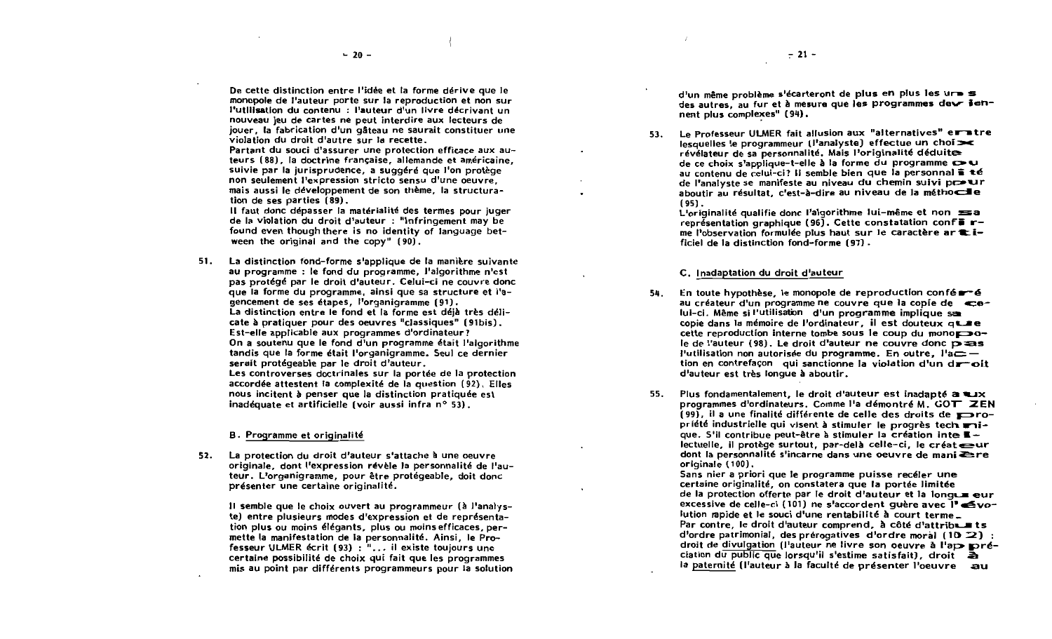De cette distinction entre l'idée et la forme dérive que le monopole de l'auteur porte sur la reproduction et non sur l'utilisation du contenu : l'auteur d'un livre décrivant un nouveau jeu de cartes ne peut interdire aux lecteurs de jouer, la fabrication d'un gâteau ne saurait constituer une violation du droit d'autre sur la recette.
Partant du souci d'assurer une protection efficace aux auteurs (88), la doctrine française, allemande et américaine, suivie par la jurisprudence, a suggéré que l'on protège non seulement l'expression stricto sensu d'une oeuvre, mais aussi le développement de son thème, la structuration de ses parties (89).
Il faut donc dépasser la matérialité des termes pour juger de la violation du droit d'auteur : "infringement may be found even though there is no identity of language between the original and the copy" (90).

51. La distinction fond-forme s'applique de la manière suivante au programme : le fond du programme, l'algorithme n'est pas protégé par le droit d'auteur. Celui-ci ne couvre donc que la forme du programme, ainsi que sa structure et l'agencement de ses étapes, l'organigramme (91).
La distinction entre le fond et la forme est déjà très délicate à pratiquer pour des oeuvres "classiques" (91bis).
Est-elle applicable aux programmes d'ordinateur?
On a soutenu que le fond d'un programme était l'algorithme tandis que la forme était l'organigramme. Seul ce dernier serait protégeable par le droit d'auteur.
Les controverses doctrinales sur la portée de la protection accordée attestent la complexité de la question (92). Elles nous incitent à penser que la distinction pratiquée est inadéquate et artificielle (voir aussi infra n° 53).

### B. Programme et originalité

52. La protection du droit d'auteur s'attache à une oeuvre originale, dont l'expression révèle la personnalité de l'auteur. L'organigramme, pour être protégeable, doit donc présenter une certaine originalité.

Il semble que le choix ouvert au programmeur (à l'analyste) entre plusieurs modes d'expression et de représentation plus ou moins élégants, plus ou moins efficaces, permette la manifestation de la personnalité. Ainsi, le Professeur ULMER écrit (93) : "... il existe toujours une certaine possibilité de choix qui fait que les programmes mis au point par différents programmeurs pour la solution d'un même problème s'écarteront de plus en plus les uns des autres, au fur et à mesure que les programmes deviennent plus complexes" (94).

53. Le Professeur ULMER fait allusion aux "alternatives" entre lesquelles le programmeur (l'analyste) effectue un choix révélateur de sa personnalité. Mais l'originalité déduite de ce choix s'applique-t-elle à la forme du programme ou au contenu de celui-ci? Il semble bien que la personnalité de l'analyste se manifeste au niveau du chemin suivi pour aboutir au résultat, c'est-à-dire au niveau de la méthode (95).
L'originalité qualifie donc l'algorithme lui-même et non sa représentation graphique (96). Cette constatation confirme l'observation formulée plus haut sur le caractère artificiel de la distinction fond-forme (97).

### C. Inadaptation du droit d'auteur

54. En toute hypothèse, le monopole de reproduction conféré au créateur d'un programme ne couvre que la copie de celui-ci. Même si l'utilisation d'un programme implique sa copie dans la mémoire de l'ordinateur, il est douteux que cette reproduction interne tombe sous le coup du monopole de l'auteur (98). Le droit d'auteur ne couvre donc pas l'utilisation non autorisée du programme. En outre, l'action en contrefaçon qui sanctionne la violation d'un droit d'auteur est très longue à aboutir.

55. Plus fondamentalement, le droit d'auteur est inadapté aux programmes d'ordinateurs. Comme l'a démontré M. GOTZEN (99), il a une finalité différente de celle des droits de propriété industrielle qui visent à stimuler le progrès technique. S'il contribue peut-être à stimuler la création intellectuelle, il protège surtout, par-delà celle-ci, le créateur dont la personnalité s'incarne dans une oeuvre de manière originale (100).
Sans nier a priori que le programme puisse receler une certaine originalité, on constatera que la portée limitée de la protection offerte par le droit d'auteur et la longueur excessive de celle-ci (101) ne s'accordent guère avec l'évolution rapide et le souci d'une rentabilité à court terme.
Par contre, le droit d'auteur comprend, à côté d'attributs d'ordre patrimonial, des prérogatives d'ordre moral (102) : droit de <u>divulgation</u> (l'auteur ne livre son oeuvre à l'appréciation du public que lorsqu'il s'estime satisfait), droit à la <u>paternité</u> (l'auteur à la faculté de présenter l'oeuvre au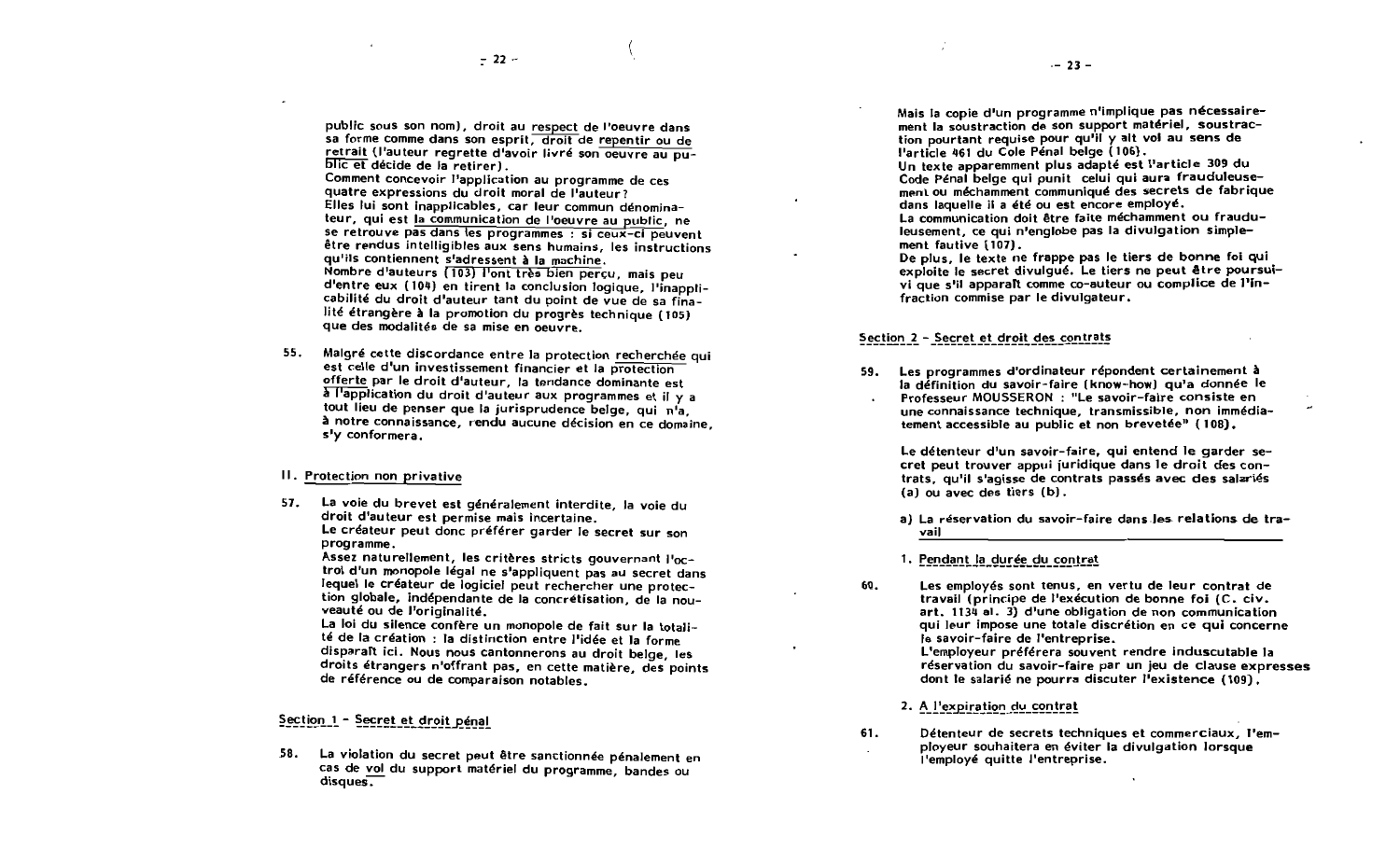public sous son nom), droit au respect de l'oeuvre dans sa forme comme dans son esprit, droit de repentir ou de retrait (l'auteur regrette d'avoir livré son oeuvre au public et décide de la retirer).
Comment concevoir l'application au programme de ces quatre expressions du droit moral de l'auteur?
Elles lui sont inapplicables, car leur commun dénominateur, qui est la communication de l'oeuvre au public, ne se retrouve pas dans les programmes : si ceux-ci peuvent être rendus intelligibles aux sens humains, les instructions qu'ils contiennent s'adressent à la machine.
Nombre d'auteurs (103) l'ont très bien perçu, mais peu d'entre eux (104) en tirent la conclusion logique, l'inapplicabilité du droit d'auteur tant du point de vue de sa finalité étrangère à la promotion du progrès technique (105) que des modalités de sa mise en oeuvre.

55. Malgré cette discordance entre la protection recherchée qui est celle d'un investissement financier et la protection offerte par le droit d'auteur, la tendance dominante est à l'application du droit d'auteur aux programmes et il y a tout lieu de penser que la jurisprudence belge, qui n'a, à notre connaissance, rendu aucune décision en ce domaine, s'y conformera.

## II. Protection non privative

57. La voie du brevet est généralement interdite, la voie du droit d'auteur est permise mais incertaine.
Le créateur peut donc préférer garder le secret sur son programme.
Assez naturellement, les critères stricts gouvernant l'octroi d'un monopole légal ne s'appliquent pas au secret dans lequel le créateur de logiciel peut rechercher une protection globale, indépendante de la concrétisation, de la nouveauté ou de l'originalité.
La loi du silence confère un monopole de fait sur la totalité de la création : la distinction entre l'idée et la forme disparaît ici. Nous nous cantonnerons au droit belge, les droits étrangers n'offrant pas, en cette matière, des points de référence ou de comparaison notables.

### Section 1 - Secret et droit pénal

58. La violation du secret peut être sanctionnée pénalement en cas de vol du support matériel du programme, bandes ou disques.
Mais la copie d'un programme n'implique pas nécessairement la soustraction de son support matériel, soustraction pourtant requise pour qu'il y ait vol au sens de l'article 461 du Cole Pénal belge (106).
Un texte apparemment plus adapté est l'article 309 du Code Pénal belge qui punit celui qui aura frauduleusement ou méchamment communiqué des secrets de fabrique dans laquelle il a été ou est encore employé.
La communication doit être faite méchamment ou frauduleusement, ce qui n'englobe pas la divulgation simplement fautive (107).
De plus, le texte ne frappe pas le tiers de bonne foi qui exploite le secret divulgué. Le tiers ne peut être poursuivi que s'il apparaît comme co-auteur ou complice de l'infraction commise par le divulgateur.

### Section 2 - Secret et droit des contrats

59. Les programmes d'ordinateur répondent certainement à la définition du savoir-faire (know-how) qu'a donnée le Professeur MOUSSERON : "Le savoir-faire consiste en une connaissance technique, transmissible, non immédiatement accessible au public et non brevetée" (108).

Le détenteur d'un savoir-faire, qui entend le garder secret peut trouver appui juridique dans le droit des contrats, qu'il s'agisse de contrats passés avec des salariés (a) ou avec des tiers (b).

a) La réservation du savoir-faire dans les relations de travail

1. Pendant la durée du contrat

60. Les employés sont tenus, en vertu de leur contrat de travail (principe de l'exécution de bonne foi (C. civ. art. 1134 al. 3) d'une obligation de non communication qui leur impose une totale discrétion en ce qui concerne le savoir-faire de l'entreprise.
L'employeur préférera souvent rendre induscutable la réservation du savoir-faire par un jeu de clause expresses dont le salarié ne pourra discuter l'existence (109).

2. A l'expiration du contrat

61. Détenteur de secrets techniques et commerciaux, l'employeur souhaitera en éviter la divulgation lorsque l'employé quitte l'entreprise.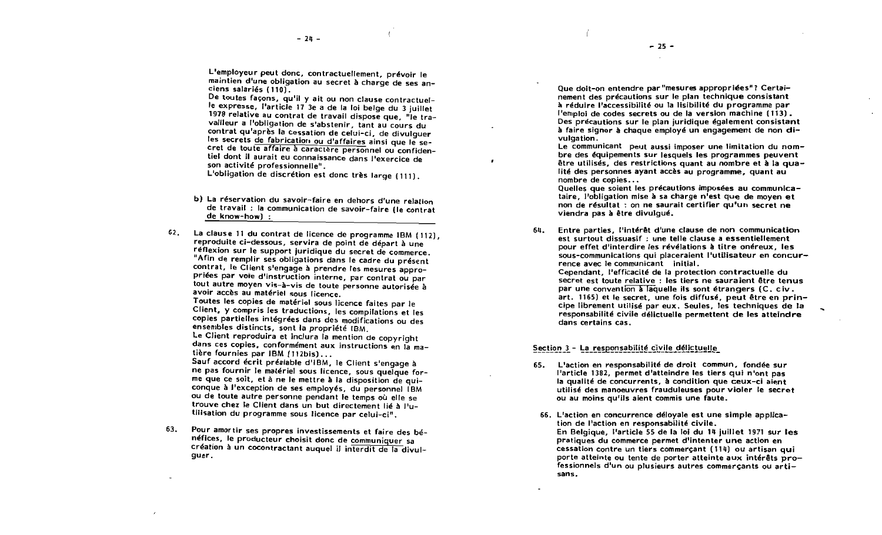L'employeur peut donc, contractuellement, prévoir le maintien d'une obligation au secret à charge de ses anciens salariés (110).
De toutes façons, qu'il y ait ou non clause contractuelle expresse, l'article 17 3e a de la loi belge du 3 juillet 1978 relative au contrat de travail dispose que, "le travailleur a l'obligation de s'abstenir, tant au cours du contrat qu'après la cessation de celui-ci, de divulguer les secrets de fabrication ou d'affaires ainsi que le secret de toute affaire à caractère personnel ou confidentiel dont il aurait eu connaissance dans l'exercice de son activité professionnelle".
L'obligation de discrétion est donc très large (111).

b) La réservation du savoir-faire en dehors d'une relation de travail : la communication de savoir-faire (le contrat de know-how) :

62. La clause 11 du contrat de licence de programme IBM (112), reproduite ci-dessous, servira de point de départ à une réflexion sur le support juridique du secret de commerce.
"Afin de remplir ses obligations dans le cadre du présent contrat, le Client s'engage à prendre les mesures appropriées par voie d'instruction interne, par contrat ou par tout autre moyen vis-à-vis de toute personne autorisée à avoir accès au matériel sous licence.
Toutes les copies de matériel sous licence faites par le Client, y compris les traductions, les compilations et les copies partielles intégrées dans des modifications ou des ensembles distincts, sont la propriété IBM.
Le Client reproduira et inclura la mention de copyright dans ces copies, conformément aux instructions en la matière fournies par IBM (112bis)...
Sauf accord écrit préalable d'IBM, le Client s'engage à ne pas fournir le matériel sous licence, sous quelque forme que ce soit, et à ne le mettre à la disposition de quiconque à l'exception de ses employés, du personnel IBM ou de toute autre personne pendant le temps où elle se trouve chez le Client dans un but directement lié à l'utilisation du programme sous licence par celui-ci".

63. Pour amortir ses propres investissements et faire des bénéfices, le producteur choisit donc de communiquer sa création à un cocontractant auquel il interdit de la divulguer.

Que doit-on entendre par "mesures appropriées"? Certainement des précautions sur le plan technique consistant à réduire l'accessibilité ou la lisibilité du programme par l'emploi de codes secrets ou de la version machine (113).
Des précautions sur le plan juridique également consistant à faire signer à chaque employé un engagement de non divulgation.
Le communicant peut aussi imposer une limitation du nombre des équipements sur lesquels les programmes peuvent être utilisés, des restrictions quant au nombre et à la qualité des personnes ayant accès au programme, quant au nombre de copies...
Quelles que soient les précautions imposées au communicataire, l'obligation mise à sa charge n'est que de moyen et non de résultat : on ne saurait certifier qu'un secret ne viendra pas à être divulgué.

64. Entre parties, l'intérêt d'une clause de non communication est surtout dissuasif : une telle clause a essentiellement pour effet d'interdire les révélations à titre onéreux, les sous-communications qui placeraient l'utilisateur en concurrence avec le communicant initial.
Cependant, l'efficacité de la protection contractuelle du secret est toute relative : les tiers ne sauraient être tenus par une convention à laquelle ils sont étrangers (C. civ. art. 1165) et le secret, une fois diffusé, peut être en principe librement utilisé par eux. Seules, les techniques de la responsabilité civile délictuelle permettent de les atteindre dans certains cas.

## Section 3 - La responsabilité civile délictuelle

65. L'action en responsabilité de droit commun, fondée sur l'article 1382, permet d'atteindre les tiers qui n'ont pas la qualité de concurrents, à condition que ceux-ci aient utilisé des manoeuvres frauduleuses pour violer le secret ou au moins qu'ils aient commis une faute.

66. L'action en concurrence déloyale est une simple application de l'action en responsabilité civile.
En Belgique, l'article 55 de la loi du 14 juillet 1971 sur les pratiques du commerce permet d'intenter une action en cessation contre un tiers commerçant (114) ou artisan qui porte atteinte ou tente de porter atteinte aux intérêts professionnels d'un ou plusieurs autres commerçants ou artisans.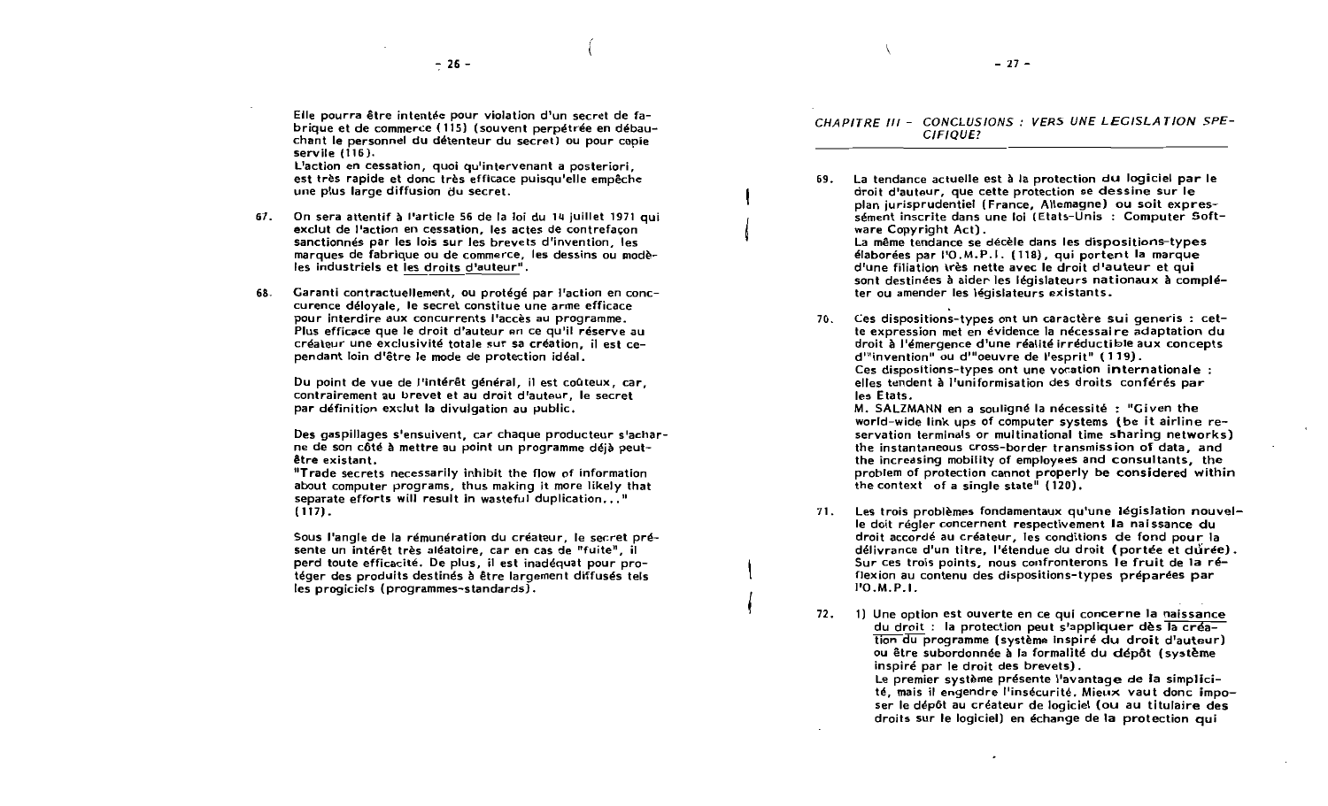Elle pourra être intentée pour violation d'un secret de fabrique et de commerce (115) (souvent perpétrée en débauchant le personnel du détenteur du secret) ou pour copie servile (116).
L'action en cessation, quoi qu'intervenant a posteriori, est très rapide et donc très efficace puisqu'elle empêche une plus large diffusion du secret.

67. On sera attentif à l'article 56 de la loi du 14 juillet 1971 qui exclut de l'action en cessation, les actes de contrefaçon sanctionnés par les lois sur les brevets d'invention, les marques de fabrique ou de commerce, les dessins ou modèles industriels et les droits d'auteur".

68. Garanti contractuellement, ou protégé par l'action en concurrence déloyale, le secret constitue une arme efficace pour interdire aux concurrents l'accès au programme. Plus efficace que le droit d'auteur en ce qu'il réserve au créateur une exclusivité totale sur sa création, il est cependant loin d'être le mode de protection idéal.

Du point de vue de l'intérêt général, il est coûteux, car, contrairement au brevet et au droit d'auteur, le secret par définition exclut la divulgation au public.

Des gaspillages s'ensuivent, car chaque producteur s'acharne de son côté à mettre au point un programme déjà peut-être existant.
"Trade secrets necessarily inhibit the flow of information about computer programs, thus making it more likely that separate efforts will result in wasteful duplication..." (117).

Sous l'angle de la rémunération du créateur, le secret présente un intérêt très aléatoire, car en cas de "fuite", il perd toute efficacité. De plus, il est inadéquat pour protéger des produits destinés à être largement diffusés tels les progiciels (programmes-standards).

## *CHAPITRE III - CONCLUSIONS : VERS UNE LEGISLATION SPECIFIQUE?*

69. La tendance actuelle est à la protection du logiciel par le droit d'auteur, que cette protection se dessine sur le plan jurisprudentiel (France, Allemagne) ou soit expressément inscrite dans une loi (Etats-Unis : Computer Software Copyright Act).
La même tendance se décèle dans les dispositions-types élaborées par l'O.M.P.I. (118), qui portent la marque d'une filiation très nette avec le droit d'auteur et qui sont destinées à aider les législateurs nationaux à compléter ou amender les législateurs existants.

70. Ces dispositions-types ont un caractère sui generis : cette expression met en évidence la nécessaire adaptation du droit à l'émergence d'une réalité irréductible aux concepts d'"invention" ou d'"oeuvre de l'esprit" (119).
Ces dispositions-types ont une vocation internationale : elles tendent à l'uniformisation des droits conférés par les Etats.
M. SALZMANN en a souligné la nécessité : "Given the world-wide link ups of computer systems (be it airline reservation terminals or multinational time sharing networks) the instantaneous cross-border transmission of data, and the increasing mobility of employees and consultants, the problem of protection cannot properly be considered within the context of a single state" (120).

71. Les trois problèmes fondamentaux qu'une législation nouvelle doit régler concernent respectivement la naissance du droit accordé au créateur, les conditions de fond pour la délivrance d'un titre, l'étendue du droit (portée et durée). Sur ces trois points, nous confronterons le fruit de la réflexion au contenu des dispositions-types préparées par l'O.M.P.I.

72. 1) Une option est ouverte en ce qui concerne la naissance du droit : la protection peut s'appliquer dès la création du programme (système inspiré du droit d'auteur) ou être subordonnée à la formalité du dépôt (système inspiré par le droit des brevets).
Le premier système présente l'avantage de la simplicité, mais il engendre l'insécurité. Mieux vaut donc imposer le dépôt au créateur de logiciel (ou au titulaire des droits sur le logiciel) en échange de la protection qui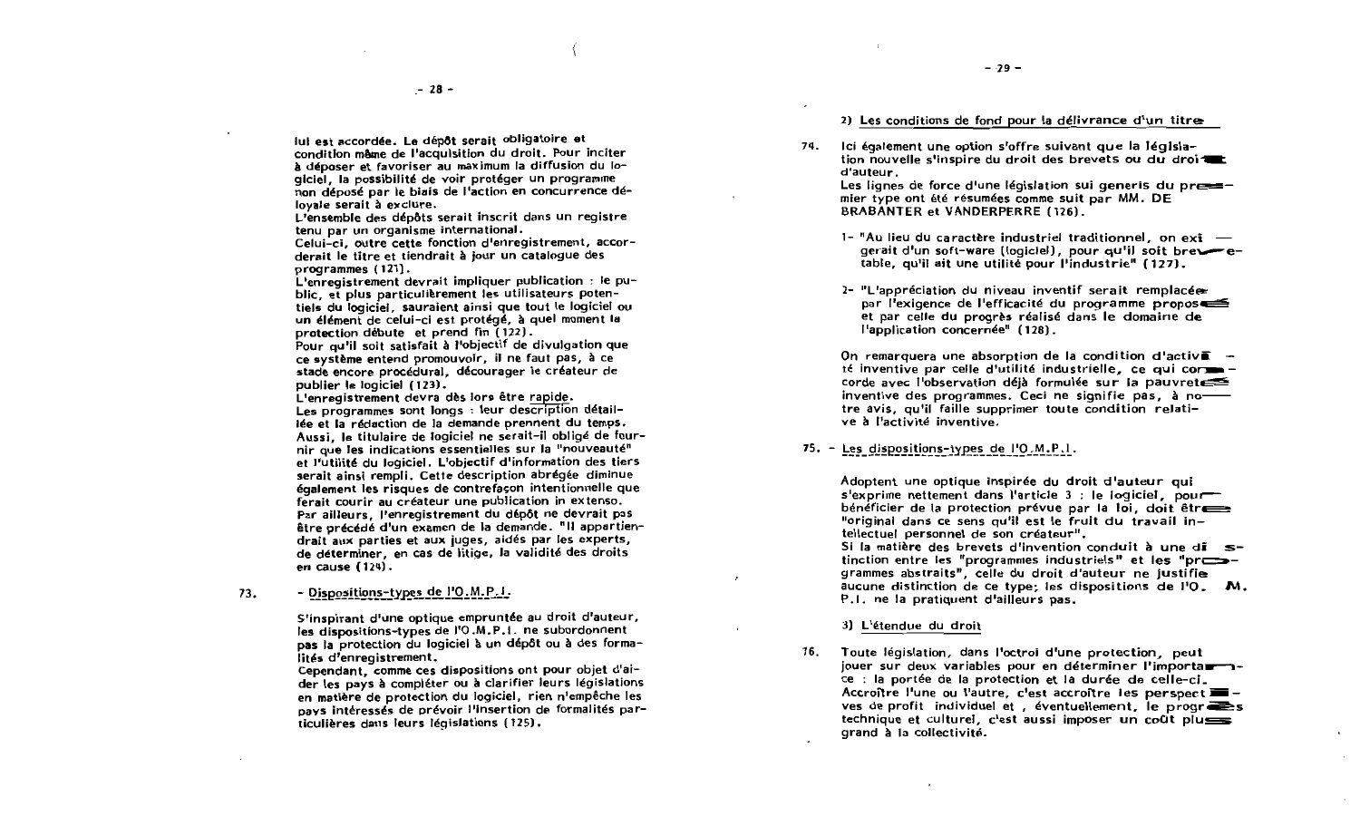lui est accordée. Le dépôt serait obligatoire et condition même de l'acquisition du droit. Pour inciter à déposer et favoriser au maximum la diffusion du logiciel, la possibilité de voir protéger un programme non déposé par le biais de l'action en concurrence déloyale serait à exclure.
L'ensemble des dépôts serait inscrit dans un registre tenu par un organisme international.
Celui-ci, outre cette fonction d'enregistrement, accorderait le titre et tiendrait à jour un catalogue des programmes (121).
L'enregistrement devrait impliquer publication : le public, et plus particulièrement les utilisateurs potentiels du logiciel, sauraient ainsi que tout le logiciel ou un élément de celui-ci est protégé, à quel moment la protection débute et prend fin (122).
Pour qu'il soit satisfait à l'objectif de divulgation que ce système entend promouvoir, il ne faut pas, à ce stade encore procédural, décourager le créateur de publier le logiciel (123).
L'enregistrement devra dès lors être <u>rapide</u>.
Les programmes sont longs : leur description détaillée et la rédaction de la demande prennent du temps. Aussi, le titulaire de logiciel ne serait-il obligé de fournir que les indications essentielles sur la "nouveauté" et l'utilité du logiciel. L'objectif d'information des tiers serait ainsi rempli. Cette description abrégée diminue également les risques de contrefaçon intentionnelle que ferait courir au créateur une publication in extenso.
Par ailleurs, l'enregistrement du dépôt ne devrait pas être précédé d'un examen de la demande. "Il appartiendrait aux parties et aux juges, aidés par les experts, de déterminer, en cas de litige, la validité des droits en cause (124).

73. - <u>Dispositions-types de l'O.M.P.I.</u>

S'inspirant d'une optique empruntée au droit d'auteur, les dispositions-types de l'O.M.P.I. ne subordonnent pas la protection du logiciel à un dépôt ou à des formalités d'enregistrement.
Cependant, comme ces dispositions ont pour objet d'aider les pays à compléter ou à clarifier leurs législations en matière de protection du logiciel, rien n'empêche les pays intéressés de prévoir l'insertion de formalités particulières dans leurs législations (125).

2) <u>Les conditions de fond pour la délivrance d'un titre</u>

74. Ici également une option s'offre suivant que la législation nouvelle s'inspire du droit des brevets ou du droit d'auteur.
Les lignes de force d'une législation sui generis du premier type ont été résumées comme suit par MM. DE BRABANTER et VANDERPERRE (126).

1- "Au lieu du caractère industriel traditionnel, on exigerait d'un soft-ware (logiciel), pour qu'il soit brevetable, qu'il ait une utilité pour l'industrie" (127).

2- "L'appréciation du niveau inventif serait remplacée par l'exigence de l'efficacité du programme proposé et par celle du progrès réalisé dans le domaine de l'application concernée" (128).

On remarquera une absorption de la condition d'activité inventive par celle d'utilité industrielle, ce qui concorde avec l'observation déjà formulée sur la pauvreté inventive des programmes. Ceci ne signifie pas, à notre avis, qu'il faille supprimer toute condition relative à l'activité inventive.

75. - <u>Les dispositions-types de l'O.M.P.I.</u>

Adoptent une optique inspirée du droit d'auteur qui s'exprime nettement dans l'article 3 : le logiciel, pour bénéficier de la protection prévue par la loi, doit être "original dans ce sens qu'il est le fruit du travail intellectuel personnel de son créateur".
Si la matière des brevets d'invention conduit à une distinction entre les "programmes industriels" et les "programmes abstraits", celle du droit d'auteur ne justifie aucune distinction de ce type; les dispositions de l'O.M.P.I. ne la pratiquent d'ailleurs pas.

3) <u>L'étendue du droit</u>

76. Toute législation, dans l'octroi d'une protection, peut jouer sur deux variables pour en déterminer l'importance : la portée de la protection et la durée de celle-ci. Accroître l'une ou l'autre, c'est accroître les perspectives de profit individuel et , éventuellement, le progrès technique et culturel, c'est aussi imposer un coût plus grand à la collectivité.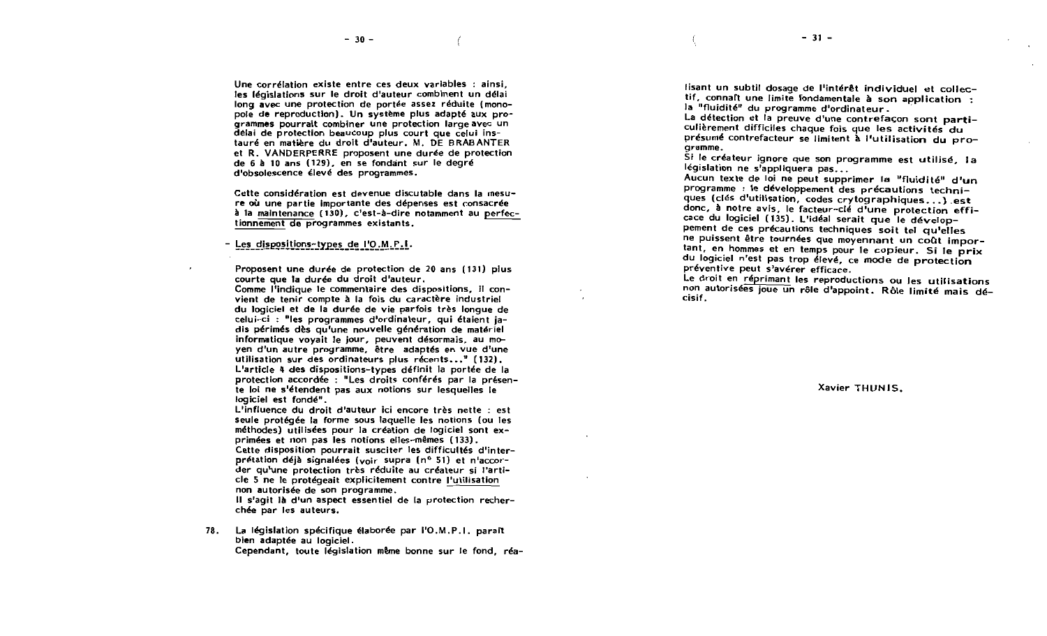Une corrélation existe entre ces deux variables : ainsi, les législations sur le droit d'auteur combinent un délai long avec une protection de portée assez réduite (monopole de reproduction). Un système plus adapté aux programmes pourrait combiner une protection large avec un délai de protection beaucoup plus court que celui instauré en matière du droit d'auteur. M. DE BRABANTER et R. VANDERPERRE proposent une durée de protection de 6 à 10 ans (129), en se fondant sur le degré d'obsolescence élevé des programmes.

Cette considération est devenue discutable dans la mesure où une partie importante des dépenses est consacrée à la maintenance (130), c'est-à-dire notamment au perfectionnement de programmes existants.

- Les dispositions-types de l'O.M.P.I.

Proposent une durée de protection de 20 ans (131) plus courte que la durée du droit d'auteur.
Comme l'indique le commentaire des dispositions, il convient de tenir compte à la fois du caractère industriel du logiciel et de la durée de vie parfois très longue de celui-ci : "les programmes d'ordinateur, qui étaient jadis périmés dès qu'une nouvelle génération de matériel informatique voyait le jour, peuvent désormais, au moyen d'un autre programme, être adaptés en vue d'une utilisation sur des ordinateurs plus récents..." (132).
L'article 4 des dispositions-types définit la portée de la protection accordée : "Les droits conférés par la présente loi ne s'étendent pas aux notions sur lesquelles le logiciel est fondé".
L'influence du droit d'auteur ici encore très nette : est seule protégée la forme sous laquelle les notions (ou les méthodes) utilisées pour la création de logiciel sont exprimées et non pas les notions elles-mêmes (133).
Cette disposition pourrait susciter les difficultés d'interprétation déjà signalées (voir supra (n° 51) et n'accorder qu'une protection très réduite au créateur si l'article 5 ne le protégeait explicitement contre l'utilisation non autorisée de son programme.
Il s'agit là d'un aspect essentiel de la protection recherchée par les auteurs.

78. La législation spécifique élaborée par l'O.M.P.I. paraît bien adaptée au logiciel.
Cependant, toute législation même bonne sur le fond, réalisant un subtil dosage de l'intérêt individuel et collectif, connaît une limite fondamentale à son application : la "fluidité" du programme d'ordinateur.
La détection et la preuve d'une contrefaçon sont particulièrement difficiles chaque fois que les activités du présumé contrefacteur se limitent à l'utilisation du programme.
Si le créateur ignore que son programme est utilisé, la législation ne s'appliquera pas...
Aucun texte de loi ne peut supprimer la "fluidité" d'un programme : le développement des précautions techniques (clés d'utilisation, codes crytographiques...) est donc, à notre avis, le facteur-clé d'une protection efficace du logiciel (135). L'idéal serait que le développement de ces précautions techniques soit tel qu'elles ne puissent être tournées que moyennant un coût important, en hommes et en temps pour le copieur. Si le prix du logiciel n'est pas trop élevé, ce mode de protection préventive peut s'avérer efficace.
Le droit en réprimant les reproductions ou les utilisations non autorisées joue un rôle d'appoint. Rôle limité mais décisif.

Xavier THUNIS.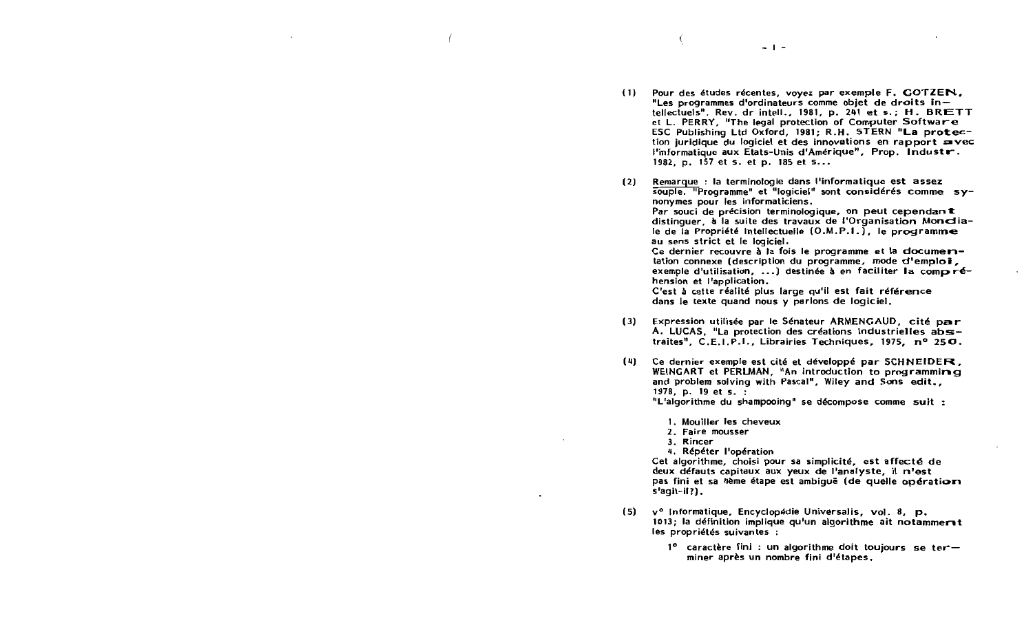(1) Pour des études récentes, voyez par exemple F. GOTZEN, "Les programmes d'ordinateurs comme objet de droits intellectuels", Rev. dr intell., 1981, p. 241 et s.; H. BRETT et L. PERRY, "The legal protection of Computer Software ESC Publishing Ltd Oxford, 1981; R.H. STERN "La protection juridique du logiciel et des innovations en rapport avec l'informatique aux Etats-Unis d'Amérique", Prop. Industr. 1982, p. 157 et s. et p. 185 et s...

(2) Remarque : la terminologie dans l'informatique est assez souple. "Programme" et "logiciel" sont considérés comme synonymes pour les informaticiens.
Par souci de précision terminologique, on peut cependant distinguer, à la suite des travaux de l'Organisation Mondiale de la Propriété Intellectuelle (O.M.P.I.), le programme au sens strict et le logiciel.
Ce dernier recouvre à la fois le programme et la documentation connexe (description du programme, mode d'emploi, exemple d'utilisation, ...) destinée à en faciliter la compréhension et l'application.
C'est à cette réalité plus large qu'il est fait référence dans le texte quand nous y parlons de logiciel.

(3) Expression utilisée par le Sénateur ARMENGAUD, cité par A. LUCAS, "La protection des créations industrielles abstraites", C.E.I.P.I., Librairies Techniques, 1975, n° 250.

(4) Ce dernier exemple est cité et développé par SCHNEIDER, WEINGART et PERLMAN, "An introduction to programming and problem solving with Pascal", Wiley and Sons edit., 1978, p. 19 et s. :
"L'algorithme du shampooing" se décompose comme suit :

1. Mouiller les cheveux
2. Faire mousser
3. Rincer
4. Répéter l'opération

Cet algorithme, choisi pour sa simplicité, est affecté de deux défauts capitaux aux yeux de l'analyste, il n'est pas fini et sa 4ème étape est ambiguë (de quelle opération s'agit-il?).

(5) v° Informatique, Encyclopédie Universalis, vol. 8, p. 1013; la définition implique qu'un algorithme ait notamment les propriétés suivantes :

1° caractère fini : un algorithme doit toujours se terminer après un nombre fini d'étapes.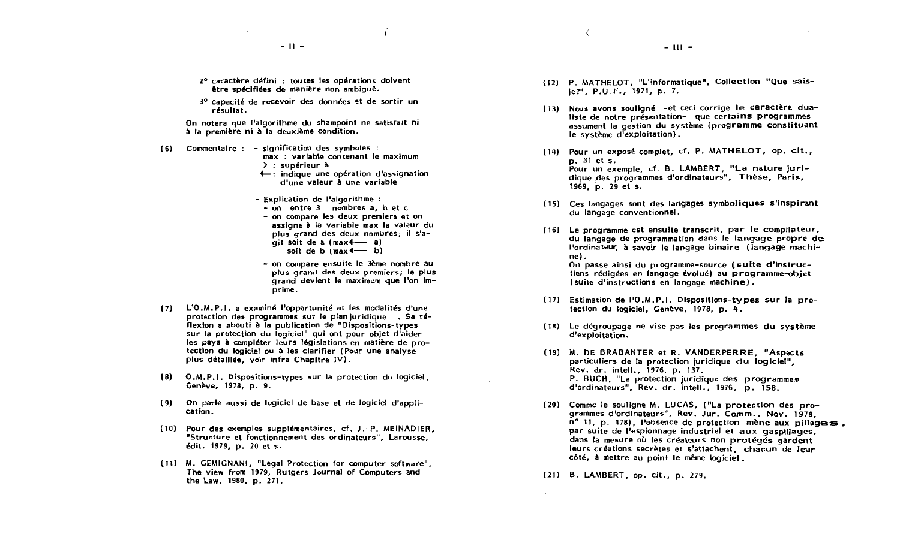2° caractère défini : toutes les opérations doivent être spécifiées de manière non ambiguë.

3° capacité de recevoir des données et de sortir un résultat.

On notera que l'algorithme du shampoint ne satisfait ni à la première ni à la deuxième condition.

(6) Commentaire : - signification des symboles :
max : variable contenant le maximum
> : supérieur à
←: indique une opération d'assignation d'une valeur à une variable

- Explication de l'algorithme :
  - on entre 3 nombres a, b et c
  - on compare les deux premiers et on assigne à la variable max la valeur du plus grand des deux nombres; il s'agit soit de a (max ← a)
    soit de b (max ← b)
  - on compare ensuite le 3ème nombre au plus grand des deux premiers; le plus grand devient le maximum que l'on imprime.

(7) L'O.M.P.I. a examiné l'opportunité et les modalités d'une protection des programmes sur le plan juridique . Sa réflexion a abouti à la publication de "Dispositions-types sur la protection du logiciel" qui ont pour objet d'aider les pays à compléter leurs législations en matière de protection du logiciel ou à les clarifier (Pour une analyse plus détaillée, voir infra Chapitre IV).

(8) O.M.P.I. Dispositions-types sur la protection du logiciel, Genève, 1978, p. 9.

(9) On parle aussi de logiciel de base et de logiciel d'application.

(10) Pour des exemples supplémentaires, cf. J.-P. MEINADIER, "Structure et fonctionnement des ordinateurs", Larousse, édit. 1979, p. 20 et s.

(11) M. GEMIGNANI, "Legal Protection for computer software", The view from 1979, Rutgers Journal of Computers and the Law, 1980, p. 271.

(12) P. MATHELOT, "L'informatique", Collection "Que sais-je?", P.U.F., 1971, p. 7.

(13) Nous avons souligné -et ceci corrige le caractère dualiste de notre présentation- que certains programmes assument la gestion du système (programme constituant le système d'exploitation).

(14) Pour un exposé complet, cf. P. MATHELOT, op. cit., p. 31 et s.
Pour un exemple, cf. B. LAMBERT, "La nature juridique des programmes d'ordinateurs", Thèse, Paris, 1969, p. 29 et s.

(15) Ces langages sont des langages symboliques s'inspirant du langage conventionnel.

(16) Le programme est ensuite transcrit, par le compilateur, du langage de programmation dans le langage propre de l'ordinateur, à savoir le langage binaire (langage machine).
On passe ainsi du programme-source (suite d'instructions rédigées en langage évolué) au programme-objet (suite d'instructions en langage machine).

(17) Estimation de l'O.M.P.I. Dispositions-types sur la protection du logiciel, Genève, 1978, p. 4.

(18) Le dégroupage ne vise pas les programmes du système d'exploitation.

(19) M. DE BRABANTER et R. VANDERPERRE, "Aspects particuliers de la protection juridique du logiciel", Rev. dr. intell., 1976, p. 137.
P. BUCH, "La protection juridique des programmes d'ordinateurs", Rev. dr. intell., 1976, p. 158.

(20) Comme le souligne M. LUCAS, ("La protection des programmes d'ordinateurs", Rev. Jur. Comm., Nov. 1979, n° 11, p. 478), l'absence de protection mène aux pillages, par suite de l'espionnage industriel et aux gaspillages, dans la mesure où les créateurs non protégés gardent leurs créations secrètes et s'attachent, chacun de leur côté, à mettre au point le même logiciel.

(21) B. LAMBERT, op. cit., p. 279.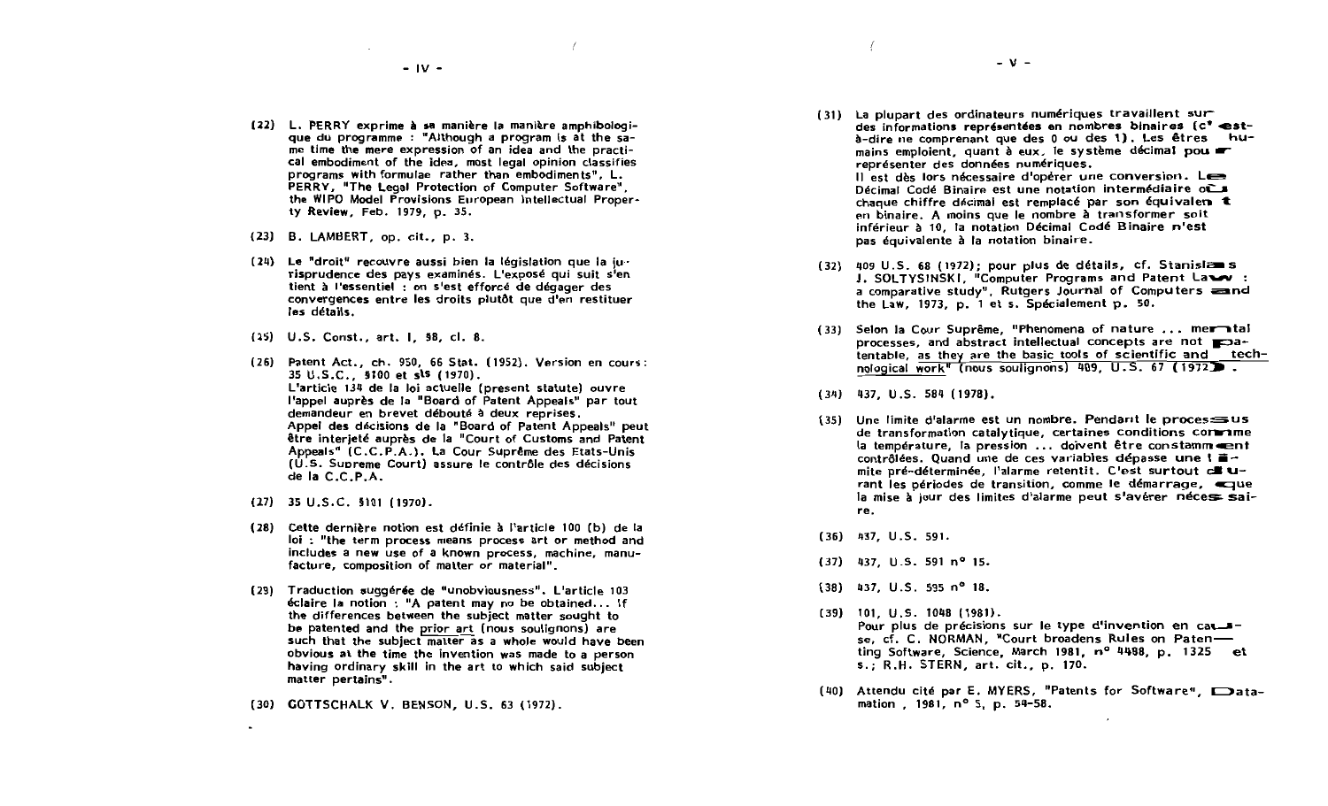(22) L. PERRY exprime à sa manière la manière amphibologique du programme : "Although a program is at the same time the mere expression of an idea and the practical embodiment of the idea, most legal opinion classifies programs with formulae rather than embodiments", L. PERRY, "The Legal Protection of Computer Software", the WIPO Model Provisions European Intellectual Property Review, Feb. 1979, p. 35.

(23) B. LAMBERT, op. cit., p. 3.

(24) Le "droit" recouvre aussi bien la législation que la jurisprudence des pays examinés. L'exposé qui suit s'en tient à l'essentiel : on s'est efforcé de dégager des convergences entre les droits plutôt que d'en restituer les détails.

(25) U.S. Const., art. I, §8, cl. 8.

(26) Patent Act., ch. 950, 66 Stat. (1952). Version en cours : 35 U.S.C., §100 et sts (1970).
L'article 134 de la loi actuelle (present statute) ouvre l'appel auprès de la "Board of Patent Appeals" par tout demandeur en brevet débouté à deux reprises.
Appel des décisions de la "Board of Patent Appeals" peut être interjeté auprès de la "Court of Customs and Patent Appeals" (C.C.P.A.). La Cour Suprême des Etats-Unis (U.S. Supreme Court) assure le contrôle des décisions de la C.C.P.A.

(27) 35 U.S.C. §101 (1970).

(28) Cette dernière notion est définie à l'article 100 (b) de la loi : "the term process means process art or method and includes a new use of a known process, machine, manufacture, composition of matter or material".

(29) Traduction suggérée de "unobviousness". L'article 103 éclaire la notion : "A patent may no be obtained... if the differences between the subject matter sought to be patented and the prior art (nous soulignons) are such that the subject matter as a whole would have been obvious at the time the invention was made to a person having ordinary skill in the art to which said subject matter pertains".

(30) GOTTSCHALK V. BENSON, U.S. 63 (1972).

(31) La plupart des ordinateurs numériques travaillent sur des informations représentées en nombres binaires (c'est-à-dire ne comprenant que des 0 ou des 1). Les êtres humains emploient, quant à eux, le système décimal pour représenter des données numériques.
Il est dès lors nécessaire d'opérer une conversion. Le Décimal Codé Binaire est une notation intermédiaire où chaque chiffre décimal est remplacé par son équivalent en binaire. A moins que le nombre à transformer soit inférieur à 10, la notation Décimal Codé Binaire n'est pas équivalente à la notation binaire.

(32) 409 U.S. 68 (1972); pour plus de détails, cf. Stanislas J. SOLTYSINSKI, "Computer Programs and Patent Law : a comparative study", Rutgers Journal of Computers and the Law, 1973, p. 1 et s. Spécialement p. 50.

(33) Selon la Cour Suprême, "Phenomena of nature ... mental processes, and abstract intellectual concepts are not patentable, as they are the basic tools of scientific and technological work" (nous soulignons) 409, U.S. 67 (1972).

(34) 437, U.S. 584 (1978).

(35) Une limite d'alarme est un nombre. Pendant le processus de transformation catalytique, certaines conditions comme la température, la pression ... doivent être constamment contrôlées. Quand une de ces variables dépasse une limite pré-déterminée, l'alarme retentit. C'est surtout durant les périodes de transition, comme le démarrage, que la mise à jour des limites d'alarme peut s'avérer nécessaire.

(36) 437, U.S. 591.

(37) 437, U.S. 591 n° 15.

(38) 437, U.S. 595 n° 18.

(39) 101, U.S. 1048 (1981).
Pour plus de précisions sur le type d'invention en cause, cf. C. NORMAN, "Court broadens Rules on Patenting Software, Science, March 1981, n° 4488, p. 1325 et s.; R.H. STERN, art. cit., p. 170.

(40) Attendu cité par E. MYERS, "Patents for Software", Datamation , 1981, n° 5, p. 54-58.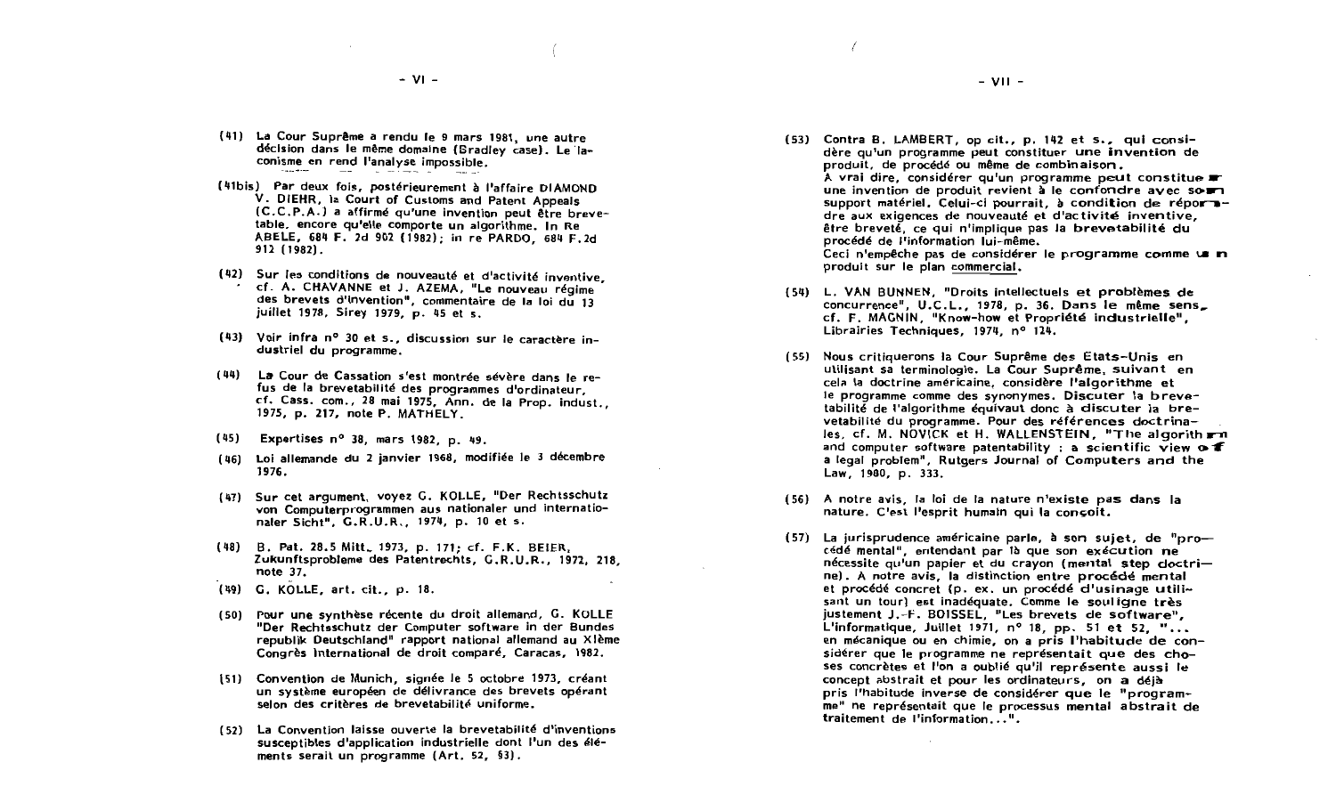(41) La Cour Suprême a rendu le 9 mars 1981, une autre décision dans le même domaine (Bradley case). Le laconisme en rend l'analyse impossible.

(41bis) Par deux fois, postérieurement à l'affaire DIAMOND V. DIEHR, la Court of Customs and Patent Appeals (C.C.P.A.) a affirmé qu'une invention peut être brevetable, encore qu'elle comporte un algorithme. In Re ABELE, 684 F. 2d 902 (1982); in re PARDO, 684 F.2d 912 (1982).

(42) Sur les conditions de nouveauté et d'activité inventive, cf. A. CHAVANNE et J. AZEMA, "Le nouveau régime des brevets d'invention", commentaire de la loi du 13 juillet 1978, Sirey 1979, p. 45 et s.

(43) Voir infra n° 30 et s., discussion sur le caractère industriel du programme.

(44) La Cour de Cassation s'est montrée sévère dans le refus de la brevetabilité des programmes d'ordinateur, cf. Cass. com., 28 mai 1975, Ann. de la Prop. indust., 1975, p. 217, note P. MATHELY.

(45) Expertises n° 38, mars 1982, p. 49.

(46) Loi allemande du 2 janvier 1968, modifiée le 3 décembre 1976.

(47) Sur cet argument, voyez G. KOLLE, "Der Rechtsschutz von Computerprogrammen aus nationaler und internationaler Sicht", G.R.U.R., 1974, p. 10 et s.

(48) B. Pat. 28.5 Mitt. 1973, p. 171; cf. F.K. BEIER, Zukunftsprobleme des Patentrechts, G.R.U.R., 1972, 218, note 37.

(49) G. KOLLE, art. cit., p. 18.

(50) Pour une synthèse récente du droit allemand, G. KOLLE "Der Rechtsschutz der Computer software in der Bundes republik Deutschland" rapport national allemand au XIème Congrès International de droit comparé, Caracas, 1982.

(51) Convention de Munich, signée le 5 octobre 1973, créant un système européen de délivrance des brevets opérant selon des critères de brevetabilité uniforme.

(52) La Convention laisse ouverte la brevetabilité d'inventions susceptibles d'application industrielle dont l'un des éléments serait un programme (Art. 52, §3).

(53) Contra B. LAMBERT, op cit., p. 142 et s., qui considère qu'un programme peut constituer une invention de produit, de procédé ou même de combinaison. A vrai dire, considérer qu'un programme peut constituer une invention de produit revient à le confondre avec son support matériel. Celui-ci pourrait, à condition de répondre aux exigences de nouveauté et d'activité inventive, être breveté, ce qui n'implique pas la brevetabilité du procédé de l'information lui-même. Ceci n'empêche pas de considérer le programme comme un produit sur le plan commercial.

(54) L. VAN BUNNEN, "Droits intellectuels et problèmes de concurrence", U.C.L., 1978, p. 36. Dans le même sens, cf. F. MAGNIN, "Know-how et Propriété industrielle", Librairies Techniques, 1974, n° 124.

(55) Nous critiquerons la Cour Suprême des Etats-Unis en utilisant sa terminologie. La Cour Suprême, suivant en cela la doctrine américaine, considère l'algorithme et le programme comme des synonymes. Discuter la brevetabilité de l'algorithme équivaut donc à discuter la brevetabilité du programme. Pour des références doctrinales, cf. M. NOVICK et H. WALLENSTEIN, "The algorithm and computer software patentability : a scientific view of a legal problem", Rutgers Journal of Computers and the Law, 1980, p. 333.

(56) A notre avis, la loi de la nature n'existe pas dans la nature. C'est l'esprit humain qui la conçoit.

(57) La jurisprudence américaine parle, à son sujet, de "procédé mental", entendant par là que son exécution ne nécessite qu'un papier et du crayon (mental step doctrine). A notre avis, la distinction entre procédé mental et procédé concret (p. ex. un procédé d'usinage utilisant un tour) est inadéquate. Comme le souligne très justement J.-F. BOISSEL, "Les brevets de software", L'informatique, Juillet 1971, n° 18, pp. 51 et 52, "... en mécanique ou en chimie, on a pris l'habitude de considérer que le programme ne représentait que des choses concrètes et l'on a oublié qu'il représente aussi le concept abstrait et pour les ordinateurs, on a déjà pris l'habitude inverse de considérer que le "programme" ne représentait que le processus mental abstrait de traitement de l'information...".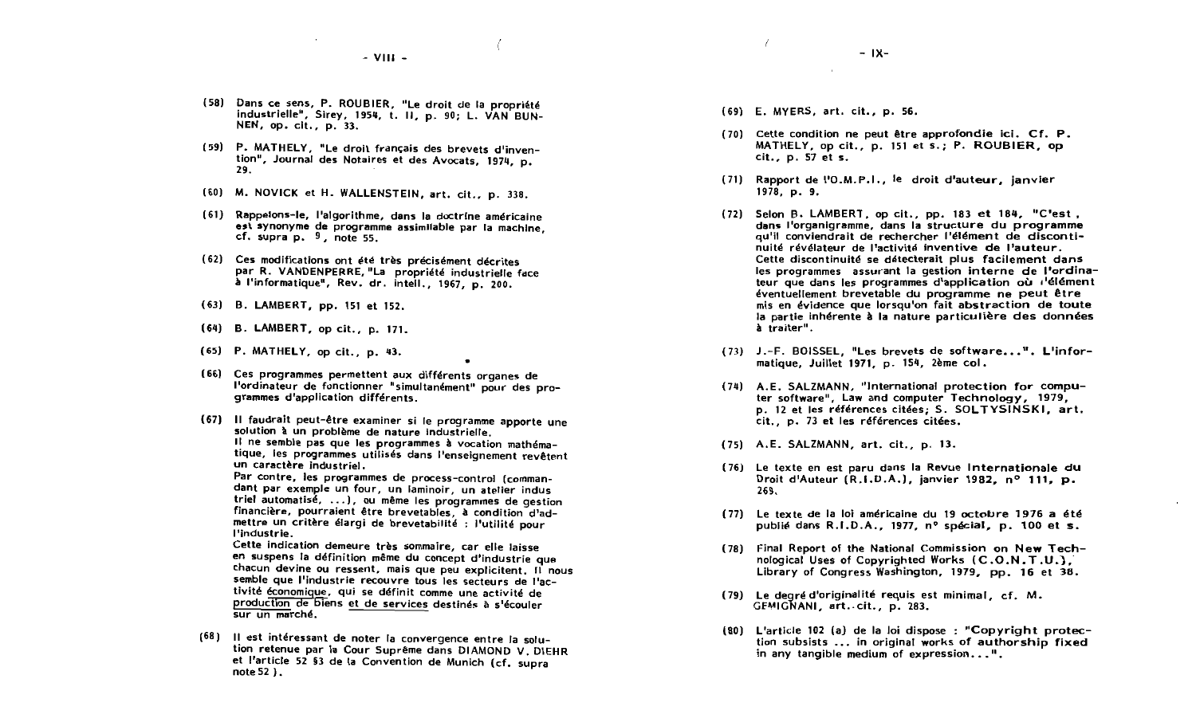(58) Dans ce sens, P. ROUBIER, "Le droit de la propriété industrielle", Sirey, 1954, t. II, p. 90; L. VAN BUNNEN, op. cit., p. 33.

(59) P. MATHELY, "Le droit français des brevets d'invention", Journal des Notaires et des Avocats, 1974, p. 29.

(60) M. NOVICK et H. WALLENSTEIN, art. cit., p. 338.

(61) Rappelons-le, l'algorithme, dans la doctrine américaine est synonyme de programme assimilable par la machine, cf. supra p. 9, note 55.

(62) Ces modifications ont été très précisément décrites par R. VANDENPERRE, "La propriété industrielle face à l'informatique", Rev. dr. intell., 1967, p. 200.

(63) B. LAMBERT, pp. 151 et 152.

(64) B. LAMBERT, op cit., p. 171.

(65) P. MATHELY, op cit., p. 43.

(66) Ces programmes permettent aux différents organes de l'ordinateur de fonctionner "simultanément" pour des programmes d'application différents.

(67) Il faudrait peut-être examiner si le programme apporte une solution à un problème de nature industrielle.
Il ne semble pas que les programmes à vocation mathématique, les programmes utilisés dans l'enseignement revêtent un caractère industriel.
Par contre, les programmes de process-control (commandant par exemple un four, un laminoir, un atelier industriel automatisé, ...), ou même les programmes de gestion financière, pourraient être brevetables, à condition d'admettre un critère élargi de brevetabilité : l'utilité pour l'industrie.
Cette indication demeure très sommaire, car elle laisse en suspens la définition même du concept d'industrie que chacun devine ou ressent, mais que peu explicitent. Il nous semble que l'industrie recouvre tous les secteurs de l'activité économique, qui se définit comme une activité de production de biens et de services destinés à s'écouler sur un marché.

(68) Il est intéressant de noter la convergence entre la solution retenue par la Cour Suprême dans DIAMOND V. DIEHR et l'article 52 §3 de la Convention de Munich (cf. supra note 52).

(69) E. MYERS, art. cit., p. 56.

(70) Cette condition ne peut être approfondie ici. Cf. P. MATHELY, op cit., p. 151 et s.; P. ROUBIER, op cit., p. 57 et s.

(71) Rapport de l'O.M.P.I., le droit d'auteur, janvier 1978, p. 9.

(72) Selon B. LAMBERT, op cit., pp. 183 et 184, "C'est, dans l'organigramme, dans la structure du programme qu'il conviendrait de rechercher l'élément de discontinuité révélateur de l'activité inventive de l'auteur. Cette discontinuité se détecterait plus facilement dans les programmes assurant la gestion interne de l'ordinateur que dans les programmes d'application où l'élément éventuellement brevetable du programme ne peut être mis en évidence que lorsqu'on fait abstraction de toute la partie inhérente à la nature particulière des données à traiter".

(73) J.-F. BOISSEL, "Les brevets de software...". L'informatique, Juillet 1971, p. 154, 2ème col.

(74) A.E. SALZMANN, "International protection for computer software", Law and computer Technology, 1979, p. 12 et les références citées; S. SOLTYSINSKI, art. cit., p. 73 et les références citées.

(75) A.E. SALZMANN, art. cit., p. 13.

(76) Le texte en est paru dans la Revue Internationale du Droit d'Auteur (R.I.D.A.), janvier 1982, n° 111, p. 269.

(77) Le texte de la loi américaine du 19 octobre 1976 a été publié dans R.I.D.A., 1977, n° spécial, p. 100 et s.

(78) Final Report of the National Commission on New Technological Uses of Copyrighted Works (C.O.N.T.U.), Library of Congress Washington, 1979, pp. 16 et 38.

(79) Le degré d'originalité requis est minimal, cf. M. GEMIGNANI, art. cit., p. 283.

(80) L'article 102 (a) de la loi dispose : "Copyright protection subsists ... in original works of authorship fixed in any tangible medium of expression...".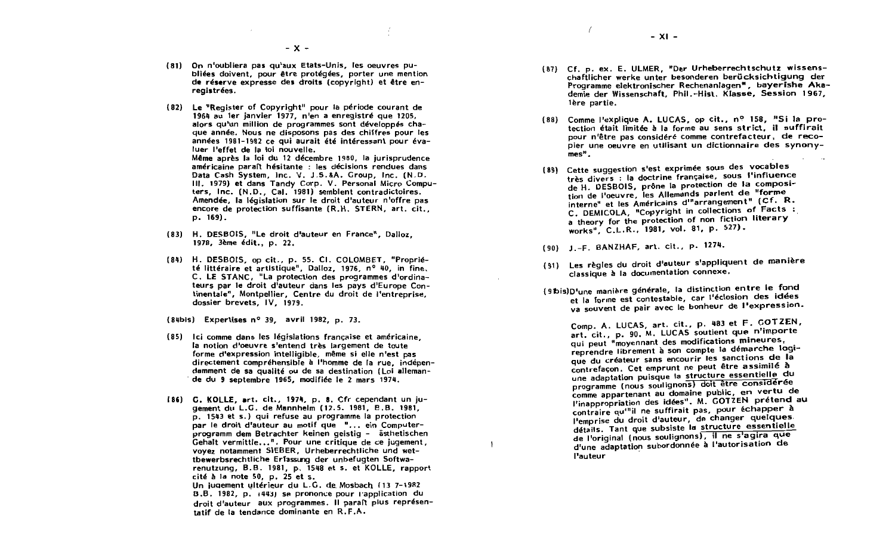(81) On n'oubliera pas qu'aux Etats-Unis, les oeuvres publiées doivent, pour être protégées, porter une mention de réserve expresse des droits (copyright) et être enregistrées.

(82) Le "Register of Copyright" pour la période courant de 1964 au 1er janvier 1977, n'en a enregistré que 1205, alors qu'un million de programmes sont développés chaque année. Nous ne disposons pas des chiffres pour les années 1981-1982 ce qui aurait été intéressant pour évaluer l'effet de la loi nouvelle.
Même après la loi du 12 décembre 1980, la jurisprudence américaine paraît hésitante : les décisions rendues dans Data Cash System, Inc. V. J.S.&A. Group, Inc. (N.D. Ill. 1979) et dans Tandy Corp. V. Personal Micro Computers, Inc. (N.D., Cal. 1981) semblent contradictoires. Amendée, la législation sur le droit d'auteur n'offre pas encore de protection suffisante (R.H. STERN, art. cit., p. 169).

(83) H. DESBOIS, "Le droit d'auteur en France", Dalloz, 1978, 3ème édit., p. 22.

(84) H. DESBOIS, op cit., p. 55. Cl. COLOMBET, "Propriété littéraire et artistique", Dalloz, 1976, n° 40, in fine. C. LE STANC, "La protection des programmes d'ordinateurs par le droit d'auteur dans les pays d'Europe Continentale", Montpellier, Centre du droit de l'entreprise, dossier brevets, IV, 1979.

(84bis) Expertises n° 39, avril 1982, p. 73.

(85) Ici comme dans les législations française et américaine, la notion d'oeuvre s'entend très largement de toute forme d'expression intelligible, même si elle n'est pas directement compréhensible à l'homme de la rue, indépendamment de sa qualité ou de sa destination (Loi allemande du 9 septembre 1965, modifiée le 2 mars 1974).

(86) G. KOLLE, art. cit., 1974, p. 8. Cfr cependant un jugement du L.G. de Mannheim (12.5. 1981, B.B. 1981, p. 1543 et s.) qui refuse au programme la protection par le droit d'auteur au motif que "... ein Computerprogramm dem Betrachter keinen geistig - ästhetischen Gehalt vermittle...". Pour une critique de ce jugement, voyez notamment SIEBER, Urheberrechtliche und wettbewerbsrechtliche Erfassung der unbefugten Softwarenutzung, B.B. 1981, p. 1548 et s. et KOLLE, rapport cité à la note 50, p. 25 et s.
Un jugement ultérieur du L.G. de Mosbach (13 7-1982 B.B. 1982, p. 1443) se prononce pour l'application du droit d'auteur aux programmes. Il paraît plus représentatif de la tendance dominante en R.F.A.

(87) Cf. p. ex. E. ULMER, "Der Urheberrechtschutz wissenschaftlicher werke unter besonderen berücksichtigung der Programme elektronischer Rechenanlagen", bayerishe Akademie der Wissenschaft, Phil.-Hist. Klasse, Session 1967, 1ère partie.

(88) Comme l'explique A. LUCAS, op cit., n° 158, "Si la protection était limitée à la forme au sens strict, il suffirait pour n'être pas considéré comme contrefacteur, de recopier une oeuvre en utilisant un dictionnaire des synonymes".

(89) Cette suggestion s'est exprimée sous des vocables très divers : la doctrine française, sous l'influence de H. DESBOIS, prône la protection de la composition de l'oeuvre, les Allemands parlent de "forme interne" et les Américains d'"arrangement" (Cf. R. C. DEMICOLA, "Copyright in collections of Facts : a theory for the protection of non fiction literary works", C.L.R., 1981, vol. 81, p. 527).

(90) J.-F. BANZHAF, art. cit., p. 1274.

(91) Les règles du droit d'auteur s'appliquent de manière classique à la documentation connexe.

(91bis) D'une manière générale, la distinction entre le fond et la forme est contestable, car l'éclosion des idées va souvent de pair avec le bonheur de l'expression.

Comp. A. LUCAS, art. cit., p. 483 et F. GOTZEN, art. cit., p. 90. M. LUCAS soutient que n'importe qui peut "moyennant des modifications mineures, reprendre librement à son compte la démarche logique du créateur sans encourir les sanctions de la contrefaçon. Cet emprunt ne peut être assimilé à une adaptation puisque la structure essentielle du programme (nous soulignons) doit être considérée comme appartenant au domaine public, en vertu de l'inappropriation des idées". M. GOTZEN prétend au contraire qu'"il ne suffirait pas, pour échapper à l'emprise du droit d'auteur, de changer quelques détails. Tant que subsiste la structure essentielle de l'original (nous soulignons), il ne s'agira que d'une adaptation subordonnée à l'autorisation de l'auteur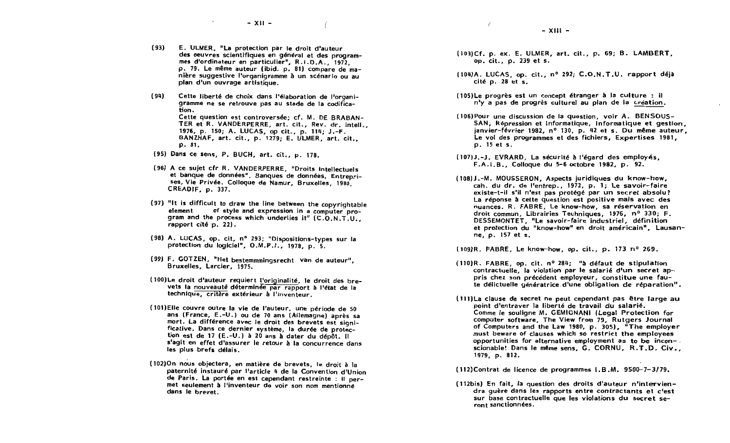(93) E. ULMER, "La protection par le droit d'auteur des oeuvres scientifiques en général et des programmes d'ordinateur en particulier", R.I.D.A., 1972, p. 79. Le même auteur (ibid. p. 81) compare de manière suggestive l'organigramme à un scénario ou au plan d'un ouvrage artistique.

(94) Cette liberté de choix dans l'élaboration de l'organigramme ne se retrouve pas au stade de la codification.
Cette question est controversée; cf. M. DE BRABANTER et R. VANDERPERRE, art. cit., Rev. dr. intell., 1976, p. 150; A. LUCAS, op cit., p. 114; J.-F. BANZHAF, art. cit., p. 1279; E. ULMER, art. cit., p. 81.

(95) Dans ce sens, P. BUCH, art. cit., p. 178.

(96) A ce sujet cfr R. VANDERPERRE, "Droits intellectuels et banque de données", Banques de données, Entreprises, Vie Privée. Colloque de Namur, Bruxelles, 1980, CREADIF, p. 337.

(97) "It is difficult to draw the line between the copyrightable element of style and expression in a computer program and the process which underlies it" (C.O.N.T.U., rapport cité p. 22).

(98) A. LUCAS, op. cit, n° 293; "Dispositions-types sur la protection du logiciel", O.M.P.I., 1978, p. 5.

(99) F. GOTZEN, "Het bestemmmingsrecht van de auteur", Bruxelles, Larcier, 1975.

(100) Le droit d'auteur requiert l'originalité, le droit des brevets la nouveauté déterminée par rapport à l'état de la technique, critère extérieur à l'inventeur.

(101) Elle couvre outre la vie de l'auteur, une période de 50 ans (France, E.-U.) ou de 70 ans (Allemagne) après sa mort. La différence avec le droit des brevets est significative. Dans ce dernier système, la durée de protection est de 17 (E.-U.) à 20 ans à dater du dépôt. Il s'agit en effet d'assurer le retour à la concurrence dans les plus brefs délais.

(102) On nous objectera, en matière de brevets, le droit à la paternité instauré par l'article 4 de la Convention d'Union de Paris. La portée en est cependant restreinte : il permet seulement à l'inventeur de voir son nom mentionné dans le brevet.

(103) Cf. p. ex. E. ULMER, art. cit., p. 69; B. LAMBERT, op. cit., p. 239 et s.

(104) A. LUCAS, op. cit., n° 292; C.O.N.T.U. rapport déjà cité p. 28 et s.

(105) Le progrès est un concept étranger à la culture : il n'y a pas de progrès culturel au plan de la création.

(106) Pour une discussion de la question, voir A. BENSOUSSAN, Répression et Informatique, Informatique et gestion, janvier-février 1982, n° 130, p. 42 et s. Du même auteur, Le vol des programmes et des fichiers, Expertises 1981, p. 15 et s.

(107) J.-J. EVRARD, La sécurité à l'égard des employés, F.A.I.B., Colloque du 5-6 octobre 1982, p. 92.

(108) J.-M. MOUSSERON, Aspects juridiques du know-how, cah. du dr. de l'entrep., 1972, p. 1; Le savoir-faire existe-t-il s'il n'est pas protégé par un secret absolu? La réponse à cette question est positive mais avec des nuances. R. FABRE, Le know-how, sa réservation en droit commun, Librairies Techniques, 1976, n° 330; F. DESSEMONTET, "Le savoir-faire industriel, définition et protection du "know-how" en droit américain", Lausanne, p. 157 et s.

(109) R. FABRE, Le know-how, op. cit., p. 173 n° 269.

(110) R. FABRE, op. cit. n° 284; "à défaut de stipulation contractuelle, la violation par le salarié d'un secret appris chez son précédent employeur, constitue une faute délictuelle génératrice d'une obligation de réparation".

(111) La clause de secret ne peut cependant pas être large au point d'entraver la liberté de travail du salarié.
Comme le souligne M. GEMIGNANI (Legal Protection for computer software, The View from 79, Rutgers Journal of Computers and the Law 1980, p. 305), "The employer must beware of clauses which so restrict the employees opportunities for alternative employment as to be inconscionable! Dans le même sens, G. CORNU, R.T.D. Civ., 1979, p. 812.

(112) Contrat de licence de programmes I.B.M. 9500-7-3/79.

(112bis) En fait, la question des droits d'auteur n'interviendra guère dans les rapports entre contractants et c'est sur base contractuelle que les violations du secret seront sanctionnées.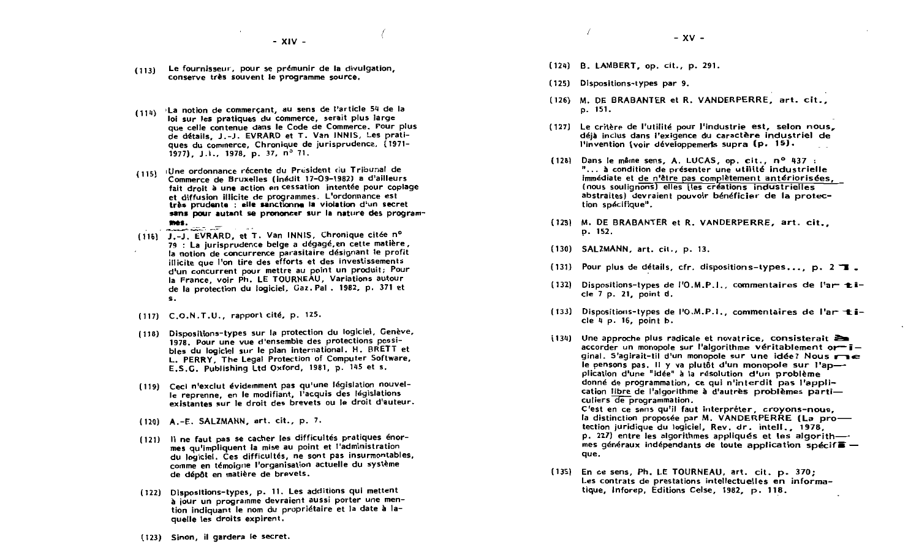(113) Le fournisseur, pour se prémunir de la divulgation, conserve très souvent le programme source.

(114) La notion de commerçant, au sens de l'article 54 de la loi sur les pratiques du commerce, serait plus large que celle contenue dans le Code de Commerce. Pour plus de détails, J.-J. EVRARD et T. Van INNIS, Les pratiques du commerce, Chronique de jurisprudence, (1971-1977), J.T., 1978, p. 37, n° 71.

(115) Une ordonnance récente du Président du Tribunal de Commerce de Bruxelles (inédit 17-09-1982) a d'ailleurs fait droit à une action en cessation intentée pour copiage et diffusion illicite de programmes. L'ordonnance est **très prudente : elle sanctionne la violation d'un secret sans pour autant se prononcer sur la nature des programmes.**

(116) J.-J. EVRARD, et T. Van INNIS, Chronique citée n° 79 : La jurisprudence belge a dégagé, en cette matière, la notion de concurrence parasitaire désignant le profit illicite que l'on tire des efforts et des investissements d'un concurrent pour mettre au point un produit; Pour la France, voir Ph. LE TOURNEAU, Variations autour de la protection du logiciel, Gaz. Pal. 1982, p. 371 et s.

(117) C.O.N.T.U., rapport cité, p. 125.

(118) Dispositions-types sur la protection du logiciel, Genève, 1978. Pour une vue d'ensemble des protections possibles du logiciel sur le plan international. H. BRETT et L. PERRY, The Legal Protection of Computer Software, E.S.C. Publishing Ltd Oxford, 1981, p. 145 et s.

(119) Ceci n'exclut évidemment pas qu'une législation nouvelle reprenne, en le modifiant, l'acquis des législations existantes sur le droit des brevets ou le droit d'auteur.

(120) A.-E. SALZMANN, art. cit., p. 7.

(121) Il ne faut pas se cacher les difficultés pratiques énormes qu'impliquent la mise au point et l'administration du logiciel. Ces difficultés, ne sont pas insurmontables, comme en témoigne l'organisation actuelle du système de dépôt en matière de brevets.

(122) Dispositions-types, p. 11. Les additions qui mettent à jour un programme devraient aussi porter une mention indiquant le nom du propriétaire et la date à laquelle les droits expirent.

(123) Sinon, il gardera le secret.

(124) B. LAMBERT, op. cit., p. 291.

(125) Dispositions-types par 9.

(126) M. DE BRABANTER et R. VANDERPERRE, art. cit., p. 151.

(127) Le critère de l'utilité pour l'industrie est, selon nous, déjà inclus dans l'exigence du caractère industriel de l'invention (voir développements supra (p. 15).

(128) Dans le même sens, A. LUCAS, op. cit., n° 437 : "... à condition de présenter une utilité industrielle immédiate et <u>de n'être pas complètement antériorisées, (nous soulignons)</u> elles (les créations industrielles abstraites) devraient pouvoir bénéficier de la protection spécifique".

(129) M. DE BRABANTER et R. VANDERPERRE, art. cit., p. 152.

(130) SALZMANN, art. cit., p. 13.

(131) Pour plus de détails, cfr. dispositions-types..., p. 21.

(132) Dispositions-types de l'O.M.P.I., commentaires de l'article 7 p. 21, point d.

(133) Dispositions-types de l'O.M.P.I., commentaires de l'article 4 p. 16, point b.

(134) Une approche plus radicale et novatrice, consisterait à accorder un monopole sur l'algorithme véritablement original. S'agirait-il d'un monopole sur une idée? Nous ne le pensons pas. Il y va plutôt d'un monopole sur l'application d'une "idée" à la résolution d'un problème donné de programmation, ce qui n'interdit pas l'application <u>libre</u> de l'algorithme à d'autres problèmes particuliers de programmation.
C'est en ce sens qu'il faut interpréter, croyons-nous, la distinction proposée par M. VANDERPERRE (La protection juridique du logiciel, Rev. dr. intell., 1978, p. 227) entre les algorithmes appliqués et les algorithmes généraux indépendants de toute application spécifique.

(135) En ce sens, Ph. LE TOURNEAU, art. cit. p. 370; Les contrats de prestations intellectuelles en informatique, Inforep, Editions Celse, 1982, p. 118.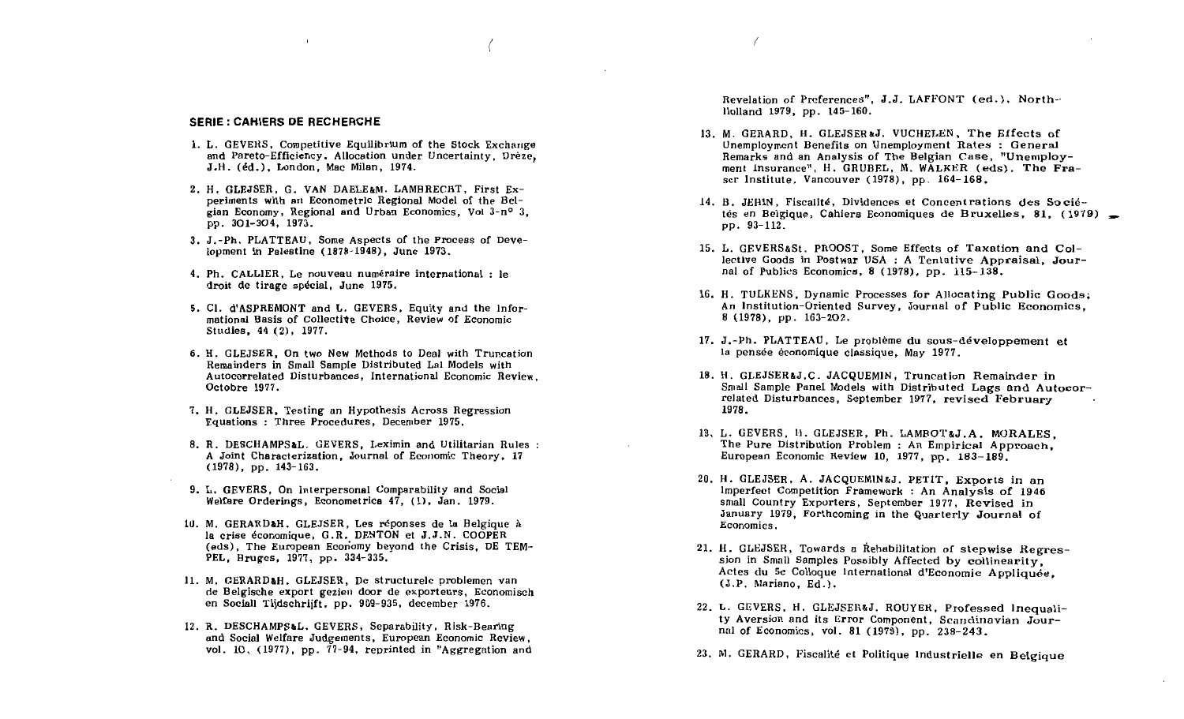## SERIE : CAHIERS DE RECHERCHE

1. L. GEVERS, Competitive Equilibrium of the Stock Exchange and Pareto-Efficiency. Allocation under Uncertainty, Drèze, J.H. (éd.), London, Mac Milan, 1974.

2. H. GLEJSER, G. VAN DAELE&M. LAMBRECHT, First Experiments with an Econometric Regional Model of the Belgian Economy, Regional and Urban Economics, Vol 3-n° 3, pp. 301-304, 1973.

3. J.-Ph. PLATTEAU, Some Aspects of the Process of Development in Palestine (1878-1948), June 1973.

4. Ph. CALLIER, Le nouveau numéraire international : le droit de tirage spécial, June 1975.

5. Cl. d'ASPREMONT and L. GEVERS, Equity and the Informational Basis of Collective Choice, Review of Economic Studies, 44 (2), 1977.

6. H. GLEJSER, On two New Methods to Deal with Truncation Remainders in Small Sample Distributed Lal Models with Autocorrelated Disturbances, International Economic Review, Octobre 1977.

7. H. GLEJSER, Testing an Hypothesis Across Regression Equations : Three Procedures, December 1975.

8. R. DESCHAMPS&L. GEVERS, Leximin and Utilitarian Rules : A Joint Characterization, Journal of Economic Theory, 17 (1978), pp. 143-163.

9. L. GEVERS, On Interpersonal Comparability and Social Welfare Orderings, Econometrica 47, (1), Jan. 1979.

10. M. GERARD&H. GLEJSER, Les réponses de la Belgique à la crise économique, G.R. DENTON et J.J.N. COOPER (eds), The European Economy beyond the Crisis, DE TEMPEL, Bruges, 1977, pp. 334-335.

11. M. GERARD&H. GLEJSER, De structurele problemen van de Belgische export gezien door de exporteurs, Economisch en Sociall Tijdschrijft, pp. 909-935, december 1976.

12. R. DESCHAMPS&L. GEVERS, Separability, Risk-Bearing and Social Welfare Judgements, European Economic Review, vol. 10, (1977), pp. 77-94, reprinted in "Aggregation and Revelation of Preferences", J.J. LAFFONT (ed.), North-Holland 1979, pp. 145-160.

13. M. GERARD, H. GLEJSER&J. VUCHELEN, The Effects of Unemployment Benefits on Unemployment Rates : General Remarks and an Analysis of The Belgian Case, "Unemployment Insurance", H. GRUBEL, M. WALKER (eds). The Fraser Institute, Vancouver (1978), pp. 164-168.

14. B. JEHIN, Fiscalité, Dividences et Concentrations des Sociétés en Belgique, Cahiers Economiques de Bruxelles, 81, (1979) pp. 93-112.

15. L. GEVERS&St. PROOST, Some Effects of Taxation and Collective Goods in Postwar USA : A Tentative Appraisal, Journal of Publics Economics, 8 (1978), pp. 115-138.

16. H. TULKENS, Dynamic Processes for Allocating Public Goods; An Institution-Oriented Survey, Journal of Public Economics, 8 (1978), pp. 163-202.

17. J.-Ph. PLATTEAU, Le problème du sous-développement et la pensée économique classique, May 1977.

18. H. GLEJSER&J.C. JACQUEMIN, Truncation Remainder in Small Sample Panel Models with Distributed Lags and Autocorrelated Disturbances, September 1977, revised February 1978.

19. L. GEVERS, H. GLEJSER, Ph. LAMBOT&J.A. MORALES, The Pure Distribution Problem : An Empirical Approach, European Economic Review 10, 1977, pp. 183-189.

20. H. GLEJSER, A. JACQUEMIN&J. PETIT, Exports in an Imperfect Competition Framework : An Analysis of 1946 small Country Exporters, September 1977, Revised in January 1979, Forthcoming in the Quarterly Journal of Economics.

21. H. GLEJSER, Towards a Rehabilitation of stepwise Regression in Small Samples Possibly Affected by collinearity, Actes du 5e Colloque International d'Economic Appliquée, (J.P. Mariano, Ed.).

22. L. GEVERS, H. GLEJSER&J. ROUYER, Professed Inequality Aversion and its Error Component, Scandinavian Journal of Economics, vol. 81 (1979), pp. 238-243.

23. M. GERARD, Fiscalité et Politique Industrielle en Belgique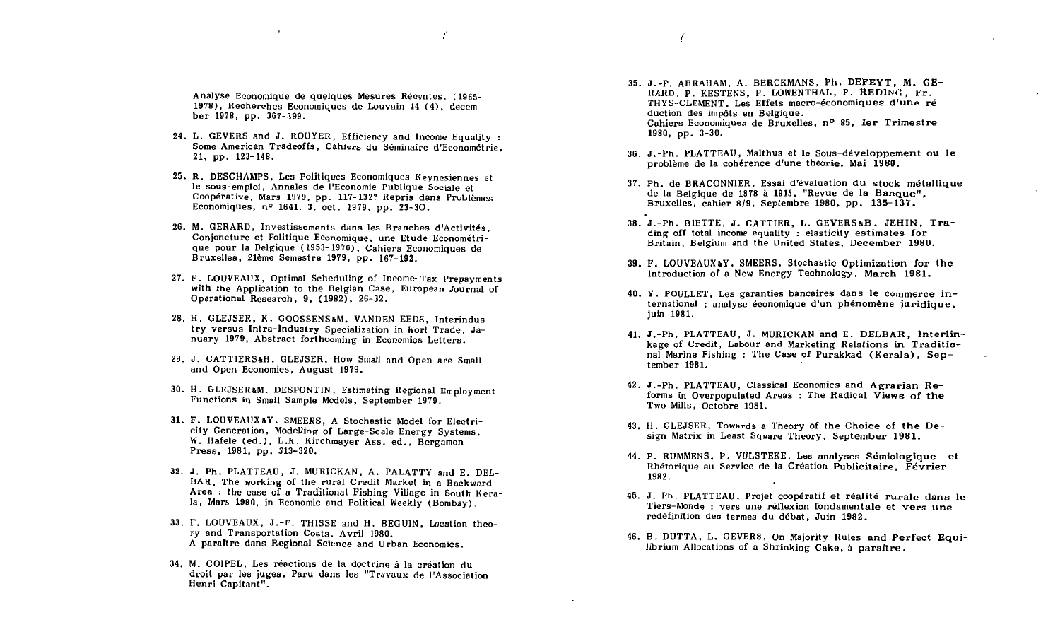Analyse Economique de quelques Mesures Récentes, (1965-1978), Recherches Economiques de Louvain 44 (4), december 1978, pp. 367-399.

24. L. GEVERS and J. ROUYER, Efficiency and Income Equality : Some American Tradeoffs, Cahiers du Séminaire d'Econométrie, 21, pp. 123-148.

25. R. DESCHAMPS, Les Politiques Economiques Keynesiennes et le sous-emploi, Annales de l'Economie Publique Sociale et Coopérative, Mars 1979, pp. 117-132? Repris dans Problèmes Economiques, n° 1641, 3. oct. 1979, pp. 23-30.

26. M. GERARD, Investissements dans les Branches d'Activités, Conjoncture et Politique Economique, une Etude Econométrique pour la Belgique (1953-1976), Cahiers Economiques de Bruxelles, 21ème Semestre 1979, pp. 167-192.

27. F. LOUVEAUX, Optimal Scheduling of Income-Tax Prepayments with the Application to the Belgian Case, European Journal of Operational Research, 9, (1982), 26-32.

28. H. GLEJSER, K. GOOSSENS&M. VANDEN EEDE, Interindustry versus Intra-Industry Specialization in Worl Trade, January 1979, Abstract forthcoming in Economics Letters.

29. J. CATTIERS&H. GLEJSER, How Small and Open are Small and Open Economies, August 1979.

30. H. GLEJSER&M. DESPONTIN, Estimating Regional Employment Functions in Small Sample Models, September 1979.

31. F. LOUVEAUX&Y. SMEERS, A Stochastic Model for Electricity Generation, Modelling of Large-Scale Energy Systems, W. Hafele (ed.), L.K. Kirchmayer Ass. ed., Bergamon Press, 1981, pp. 313-320.

32. J.-Ph. PLATTEAU, J. MURICKAN, A. PALATTY and E. DELBAR, The working of the rural Credit Market in a Backward Area : the case of a Traditional Fishing Village in South Kerala, Mars 1980, in Economic and Political Weekly (Bombay).

33. F. LOUVEAUX, J.-F. THISSE and H. BEGUIN, Location theory and Transportation Costs, Avril 1980. A paraître dans Regional Science and Urban Economics.

34. M. COIPEL, Les réactions de la doctrine à la création du droit par les juges. Paru dans les "Travaux de l'Association Henri Capitant".

35. J.-P. ABRAHAM, A. BERCKMANS, Ph. DEFEYT, M. GERARD, P. KESTENS, P. LOWENTHAL, P. REDING, Fr. THYS-CLEMENT, Les Effets macro-économiques d'une réduction des impôts en Belgique. Cahiers Economiques de Bruxelles, n° 85, 1er Trimestre 1980, pp. 3-30.

36. J.-Ph. PLATTEAU, Malthus et le Sous-développement ou le problème de la cohérence d'une théorie. Mai 1980.

37. Ph. de BRACONNIER, Essai d'évaluation du stock métallique de la Belgique de 1878 à 1913, "Revue de la Banque", Bruxelles, cahier 8/9, Septembre 1980, pp. 135-137.

38. J.-Ph. BIETTE, J. CATTIER, L. GEVERS&B. JEHIN, Trading off total income equality : elasticity estimates for Britain, Belgium and the United States, December 1980.

39. F. LOUVEAUX&Y. SMEERS, Stochastic Optimization for the Introduction of a New Energy Technology. March 1981.

40. Y. POULLET, Les garanties bancaires dans le commerce international : analyse économique d'un phénomène juridique, juin 1981.

41. J.-Ph. PLATTEAU, J. MURICKAN and E. DELBAR, Interlinkage of Credit, Labour and Marketing Relations in Traditional Marine Fishing : The Case of Purakkad (Kerala), September 1981.

42. J.-Ph. PLATTEAU, Classical Economics and Agrarian Reforms in Overpopulated Areas : The Radical Views of the Two Mills, Octobre 1981.

43. H. GLEJSER, Towards a Theory of the Choice of the Design Matrix in Least Square Theory, September 1981.

44. P. RUMMENS, P. VULSTEKE, Les analyses Sémiologique et Rhétorique au Service de la Création Publicitaire, Février 1982.

45. J.-Ph. PLATTEAU, Projet coopératif et réalité rurale dans le Tiers-Monde : vers une réflexion fondamentale et vers une redéfinition des termes du débat, Juin 1982.

46. B. DUTTA, L. GEVERS, On Majority Rules and Perfect Equilibrium Allocations of a Shrinking Cake, à paraître.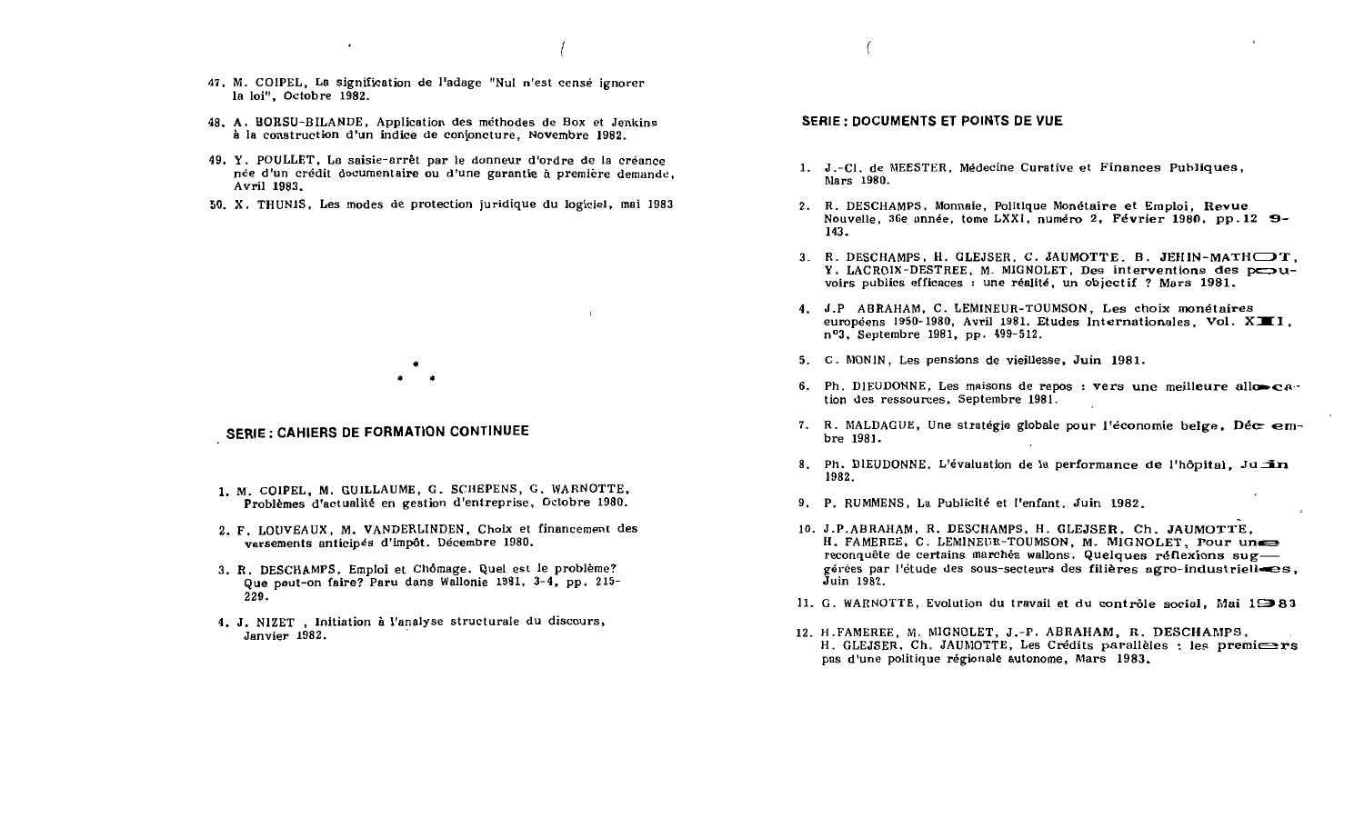47. M. COIPEL, La signification de l'adage "Nul n'est censé ignorer la loi", Octobre 1982.

48. A. BORSU-BILANDE, Application des méthodes de Box et Jenkins à la construction d'un indice de conjoncture, Novembre 1982.

49. Y. POULLET, La saisie-arrêt par le donneur d'ordre de la créance née d'un crédit documentaire ou d'une garantie à première demande, Avril 1983.

50. X. THUNIS, Les modes de protection juridique du logiciel, mai 1983

\*
\* \*

## SERIE : CAHIERS DE FORMATION CONTINUEE

1. M. COIPEL, M. GUILLAUME, G. SCHEPENS, G. WARNOTTE, Problèmes d'actualité en gestion d'entreprise, Octobre 1980.

2. F. LOUVEAUX, M. VANDERLINDEN, Choix et financement des versements anticipés d'impôt. Décembre 1980.

3. R. DESCHAMPS, Emploi et Chômage. Quel est le problème? Que peut-on faire? Paru dans Wallonie 1981, 3-4, pp. 215-229.

4. J. NIZET , Initiation à l'analyse structurale du discours, Janvier 1982.

## SERIE : DOCUMENTS ET POINTS DE VUE

1. J.-Cl. de MEESTER, Médecine Curative et Finances Publiques, Mars 1980.

2. R. DESCHAMPS, Monnaie, Politique Monétaire et Emploi, Revue Nouvelle, 36e année, tome LXXI, numéro 2, Février 1980, pp.129-143.

3. R. DESCHAMPS, H. GLEJSER, C. JAUMOTTE, B. JEHIN-MATHOT, Y. LACROIX-DESTREE, M. MIGNOLET, Des interventions des pouvoirs publics efficaces : une réalité, un objectif ? Mars 1981.

4. J.P ABRAHAM, C. LEMINEUR-TOUMSON, Les choix monétaires européens 1950-1980, Avril 1981. Etudes Internationales, Vol. XII, n°3, Septembre 1981, pp. 499-512.

5. C. MONIN, Les pensions de vieillesse, Juin 1981.

6. Ph. DIEUDONNE, Les maisons de repos : vers une meilleure allocation des ressources, Septembre 1981.

7. R. MALDAGUE, Une stratégie globale pour l'économie belge, Décembre 1981.

8. Ph. DIEUDONNE, L'évaluation de la performance de l'hôpital, Juin 1982.

9. P. RUMMENS, La Publicité et l'enfant, Juin 1982.

10. J.P.ABRAHAM, R. DESCHAMPS, H. GLEJSER, Ch. JAUMOTTE, H. FAMEREE, C. LEMINEUR-TOUMSON, M. MIGNOLET, Pour une reconquête de certains marchés wallons. Quelques réflexions suggérées par l'étude des sous-secteurs des filières agro-industrielles, Juin 1982.

11. G. WARNOTTE, Evolution du travail et du contrôle social, Mai 1983

12. H.FAMEREE, M. MIGNOLET, J.-P. ABRAHAM, R. DESCHAMPS, H. GLEJSER, Ch. JAUMOTTE, Les Crédits parallèles : les premiers pas d'une politique régionale autonome, Mars 1983.